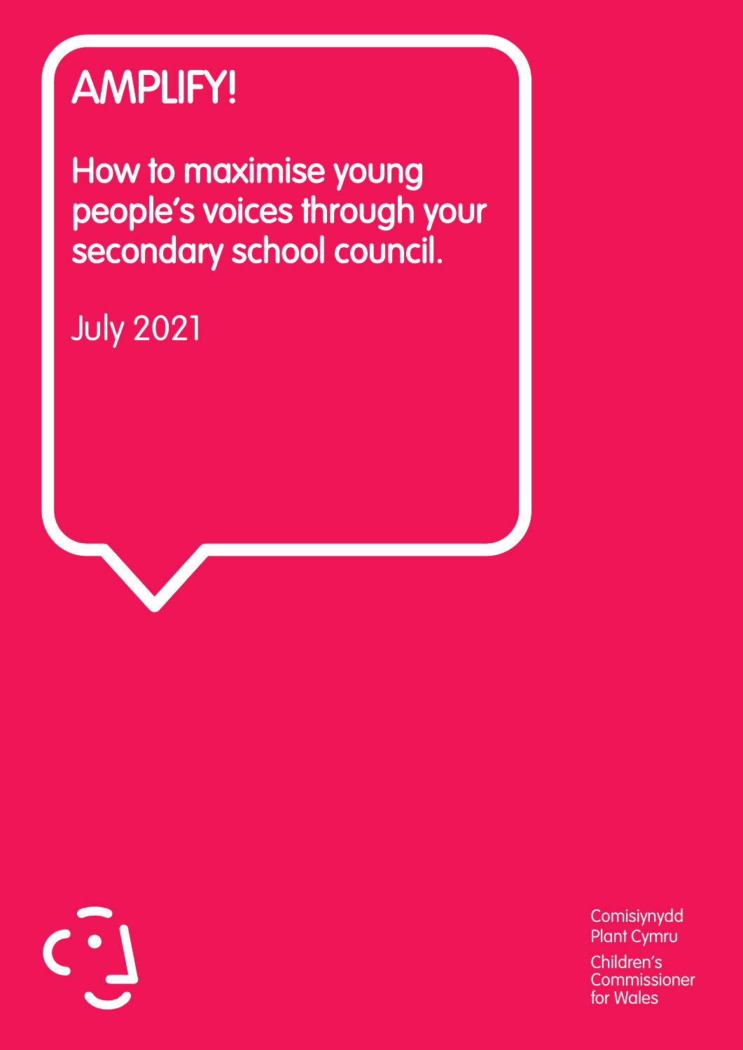# AMPLIFY!

## How to maximise young people's voices through your secondary school council.

July 2021

Comisiynydd Plant Cymru

Children's Commissioner for Wales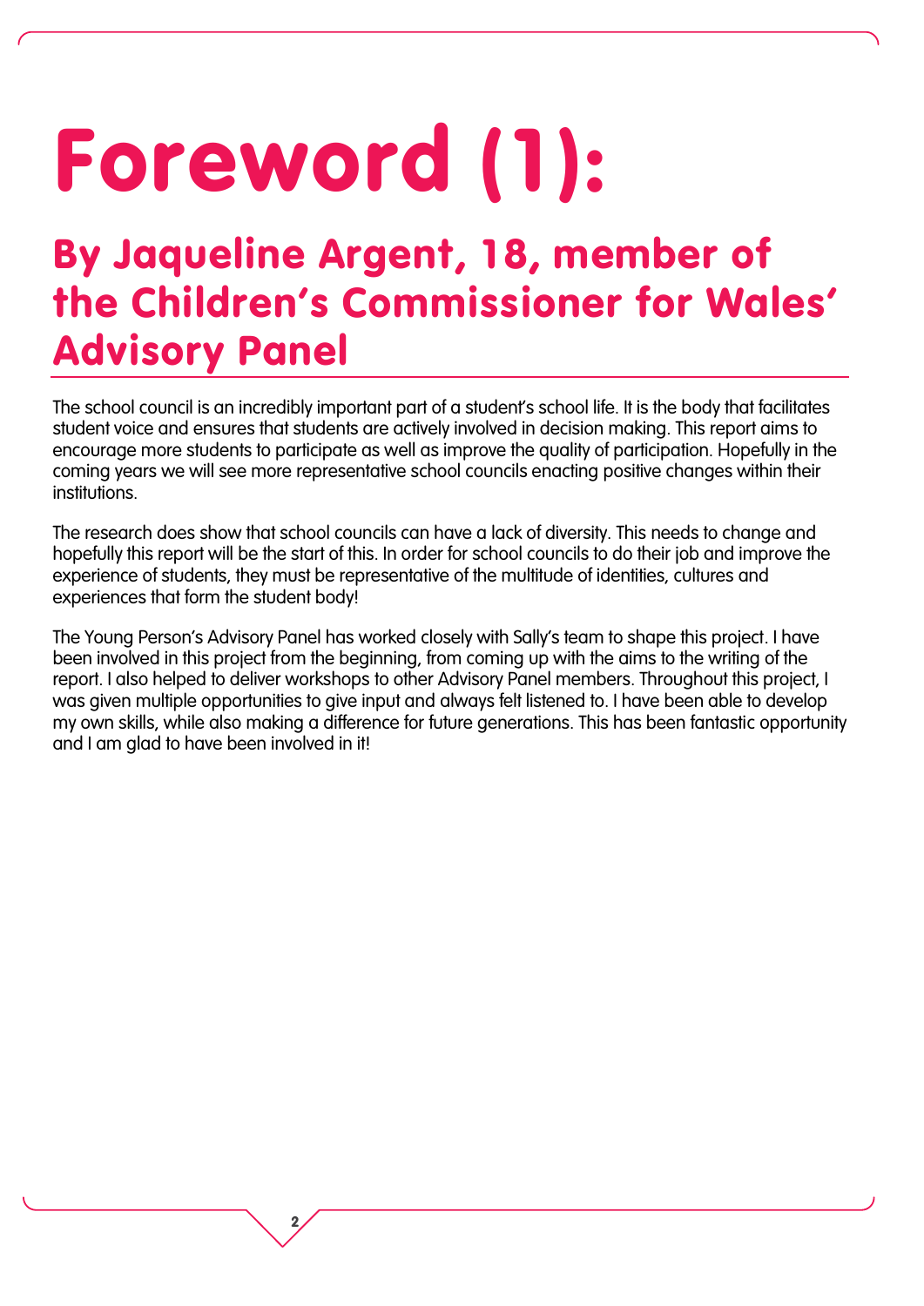# Foreword (1):

## By Jaqueline Argent, 18, member of the Children's Commissioner for Wales' Advisory Panel

The school council is an incredibly important part of a student's school life. It is the body that facilitates student voice and ensures that students are actively involved in decision making. This report aims to encourage more students to participate as well as improve the quality of participation. Hopefully in the coming years we will see more representative school councils enacting positive changes within their institutions.

The research does show that school councils can have a lack of diversity. This needs to change and hopefully this report will be the start of this. In order for school councils to do their job and improve the experience of students, they must be representative of the multitude of identities, cultures and experiences that form the student body!

The Young Person's Advisory Panel has worked closely with Sally's team to shape this project. I have been involved in this project from the beginning, from coming up with the aims to the writing of the report. I also helped to deliver workshops to other Advisory Panel members. Throughout this project, I was given multiple opportunities to give input and always felt listened to. I have been able to develop my own skills, while also making a difference for future generations. This has been fantastic opportunity and I am glad to have been involved in it!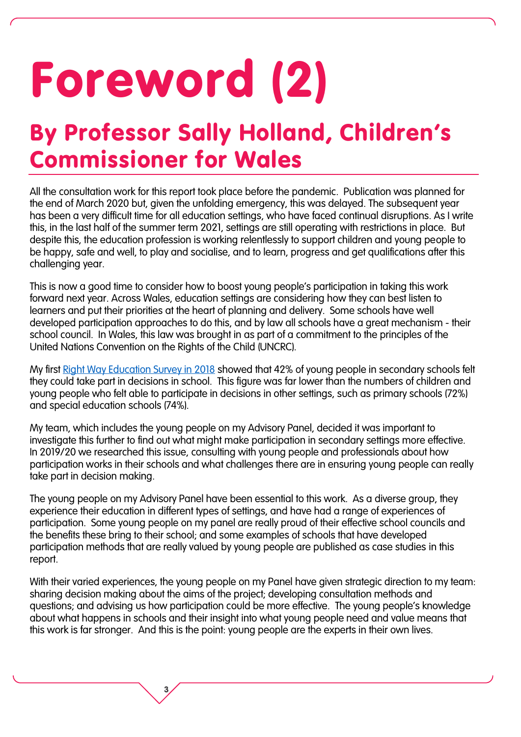# Foreword (2)

## By Professor Sally Holland, Children's Commissioner for Wales

All the consultation work for this report took place before the pandemic. Publication was planned for the end of March 2020 but, given the unfolding emergency, this was delayed. The subsequent year has been a very difficult time for all education settings, who have faced continual disruptions. As I write this, in the last half of the summer term 2021, settings are still operating with restrictions in place. But despite this, the education profession is working relentlessly to support children and young people to be happy, safe and well, to play and socialise, and to learn, progress and get qualifications after this challenging year.

This is now a good time to consider how to boost young people's participation in taking this work forward next year. Across Wales, education settings are considering how they can best listen to learners and put their priorities at the heart of planning and delivery. Some schools have well developed participation approaches to do this, and by law all schools have a great mechanism - their school council. In Wales, this law was brought in as part of a commitment to the principles of the United Nations Convention on the Rights of the Child (UNCRC).

My first Right Way Education Survey in 2018 showed that 42% of young people in secondary schools felt they could take part in decisions in school. This figure was far lower than the numbers of children and young people who felt able to participate in decisions in other settings, such as primary schools (72%) and special education schools (74%).

My team, which includes the young people on my Advisory Panel, decided it was important to investigate this further to find out what might make participation in secondary settings more effective. In 2019/20 we researched this issue, consulting with young people and professionals about how participation works in their schools and what challenges there are in ensuring young people can really take part in decision making.

The young people on my Advisory Panel have been essential to this work. As a diverse group, they experience their education in different types of settings, and have had a range of experiences of participation. Some young people on my panel are really proud of their effective school councils and the benefits these bring to their school; and some examples of schools that have developed participation methods that are really valued by young people are published as case studies in this report.

With their varied experiences, the young people on my Panel have given strategic direction to my team: sharing decision making about the aims of the project; developing consultation methods and questions; and advising us how participation could be more effective. The young people's knowledge about what happens in schools and their insight into what young people need and value means that this work is far stronger. And this is the point: young people are the experts in their own lives.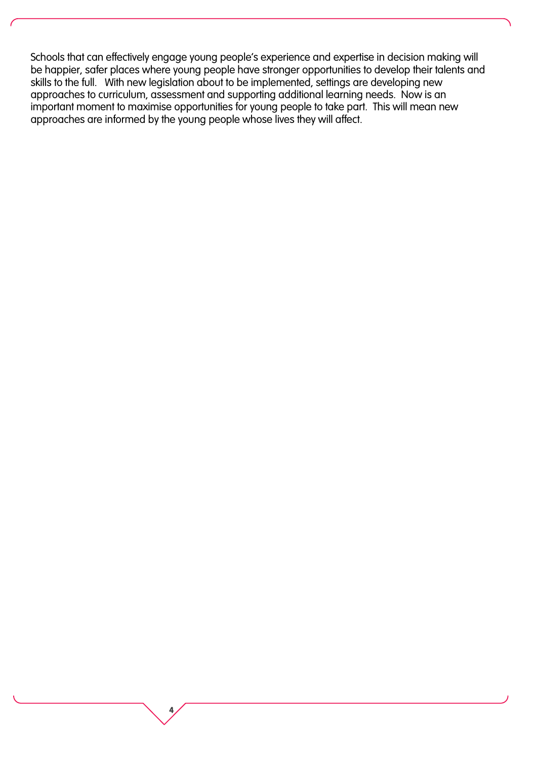Schools that can effectively engage young people's experience and expertise in decision making will be happier, safer places where young people have stronger opportunities to develop their talents and skills to the full. With new legislation about to be implemented, settings are developing new approaches to curriculum, assessment and supporting additional learning needs. Now is an important moment to maximise opportunities for young people to take part. This will mean new approaches are informed by the young people whose lives they will affect.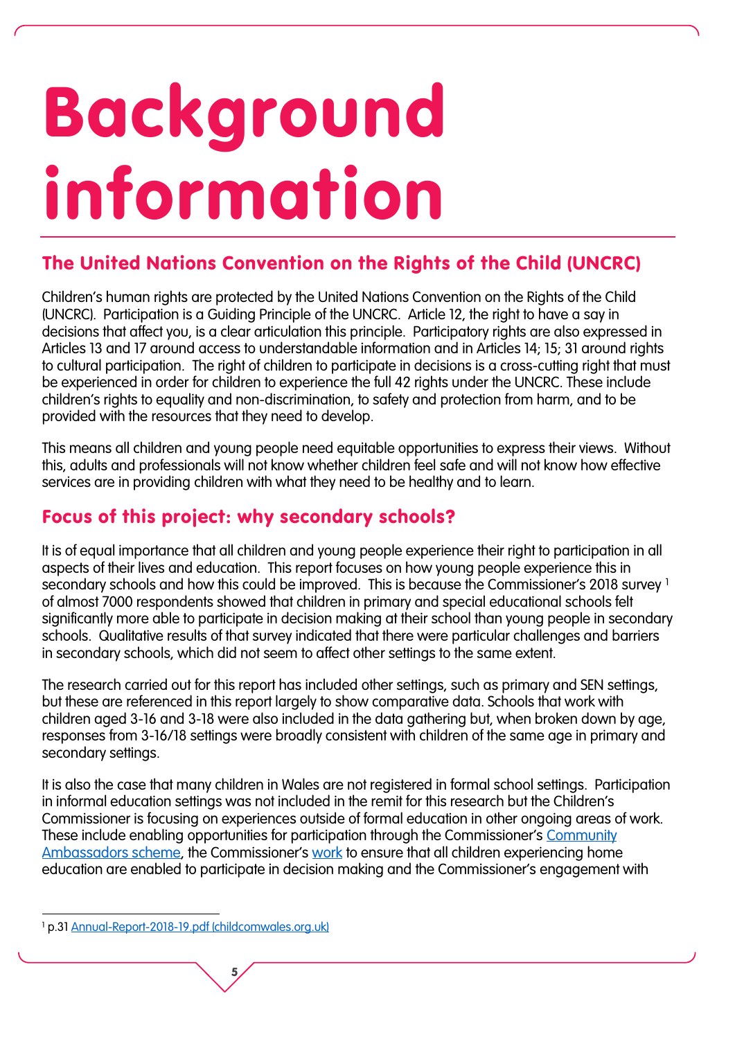# Background information

## The United Nations Convention on the Rights of the Child (UNCRC)

Children's human rights are protected by the United Nations Convention on the Rights of the Child (UNCRC). Participation is a Guiding Principle of the UNCRC. Article 12, the right to have a say in decisions that affect you, is a clear articulation this principle. Participatory rights are also expressed in Articles 13 and 17 around access to understandable information and in Articles 14; 15; 31 around rights to cultural participation. The right of children to participate in decisions is a cross-cutting right that must be experienced in order for children to experience the full 42 rights under the UNCRC. These include children's rights to equality and non-discrimination, to safety and protection from harm, and to be provided with the resources that they need to develop.

This means all children and young people need equitable opportunities to express their views. Without this, adults and professionals will not know whether children feel safe and will not know how effective services are in providing children with what they need to be healthy and to learn.

## Focus of this project: why secondary schools?

It is of equal importance that all children and young people experience their right to participation in all aspects of their lives and education. This report focuses on how young people experience this in secondary schools and how this could be improved. This is because the Commissioner's 2018 survey [1] of almost 7000 respondents showed that children in primary and special educational schools felt significantly more able to participate in decision making at their school than young people in secondary schools. Qualitative results of that survey indicated that there were particular challenges and barriers in secondary schools, which did not seem to affect other settings to the same extent.

The research carried out for this report has included other settings, such as primary and SEN settings, but these are referenced in this report largely to show comparative data. Schools that work with children aged 3-16 and 3-18 were also included in the data gathering but, when broken down by age, responses from 3-16/18 settings were broadly consistent with children of the same age in primary and secondary settings.

It is also the case that many children in Wales are not registered in formal school settings. Participation in informal education settings was not included in the remit for this research but the Children's Commissioner is focusing on experiences outside of formal education in other ongoing areas of work. These include enabling opportunities for participation through the Commissioner's Community Ambassadors scheme, the Commissioner's work to ensure that all children experiencing home education are enabled to participate in decision making and the Commissioner's engagement with

---

[1] p.31 Annual-Report-2018-19.pdf (childcomwales.org.uk)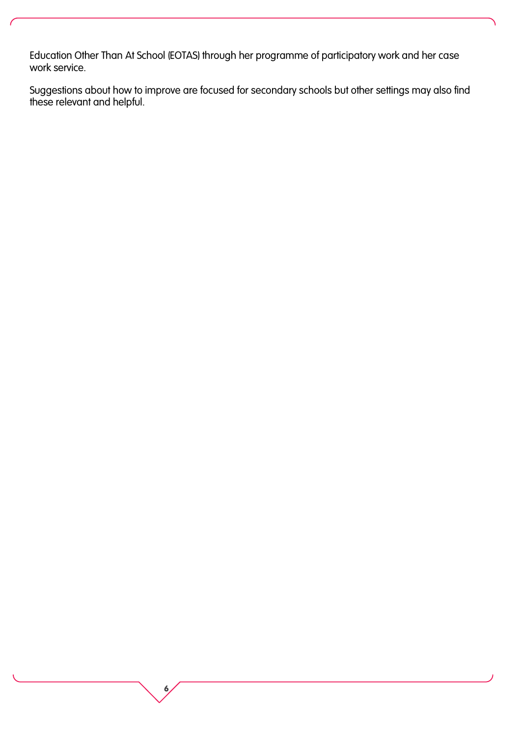Education Other Than At School (EOTAS) through her programme of participatory work and her case work service.

Suggestions about how to improve are focused for secondary schools but other settings may also find these relevant and helpful.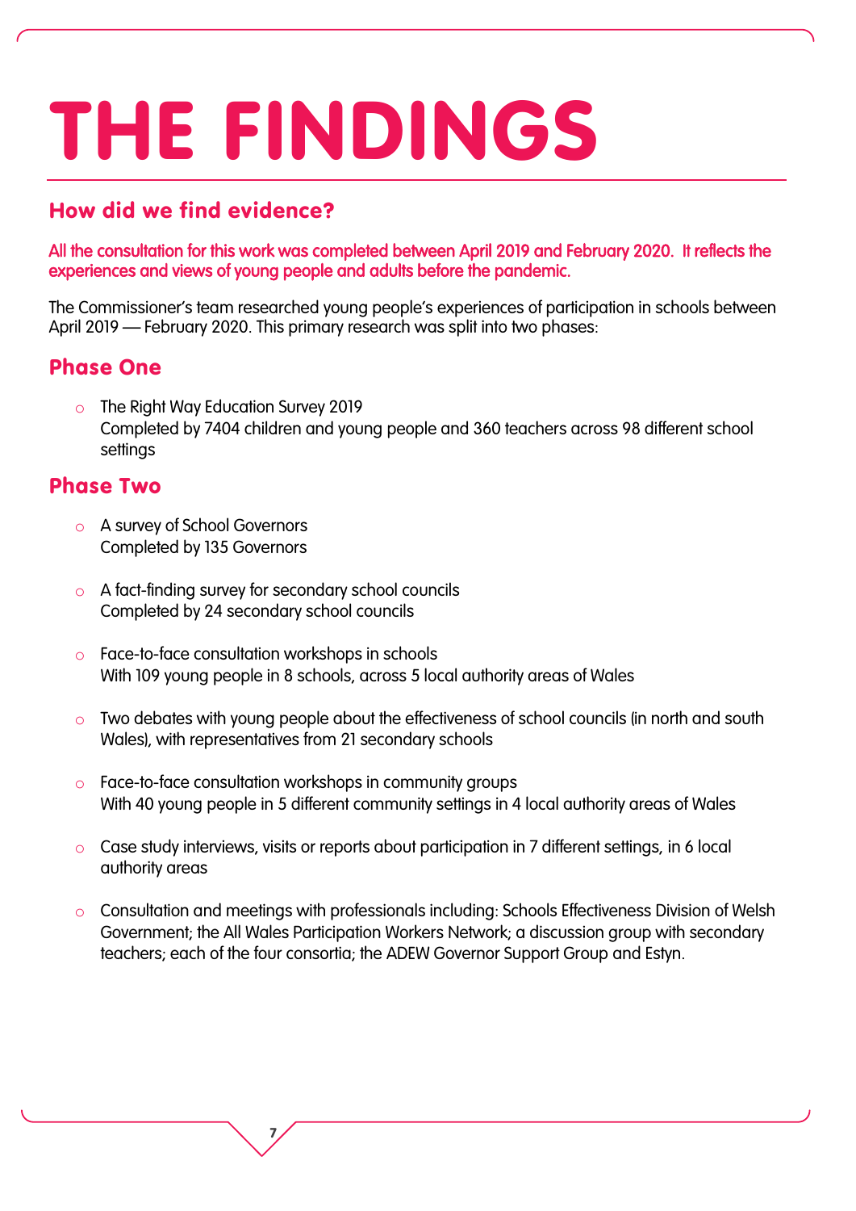# THE FINDINGS

## How did we find evidence?

**All the consultation for this work was completed between April 2019 and February 2020. It reflects the experiences and views of young people and adults before the pandemic.**

The Commissioner's team researched young people's experiences of participation in schools between April 2019 — February 2020. This primary research was split into two phases:

### Phase One

- The Right Way Education Survey 2019
  Completed by 7404 children and young people and 360 teachers across 98 different school settings

### Phase Two

- A survey of School Governors
  Completed by 135 Governors

- A fact-finding survey for secondary school councils
  Completed by 24 secondary school councils

- Face-to-face consultation workshops in schools
  With 109 young people in 8 schools, across 5 local authority areas of Wales

- Two debates with young people about the effectiveness of school councils (in north and south Wales), with representatives from 21 secondary schools

- Face-to-face consultation workshops in community groups
  With 40 young people in 5 different community settings in 4 local authority areas of Wales

- Case study interviews, visits or reports about participation in 7 different settings, in 6 local authority areas

- Consultation and meetings with professionals including: Schools Effectiveness Division of Welsh Government; the All Wales Participation Workers Network; a discussion group with secondary teachers; each of the four consortia; the ADEW Governor Support Group and Estyn.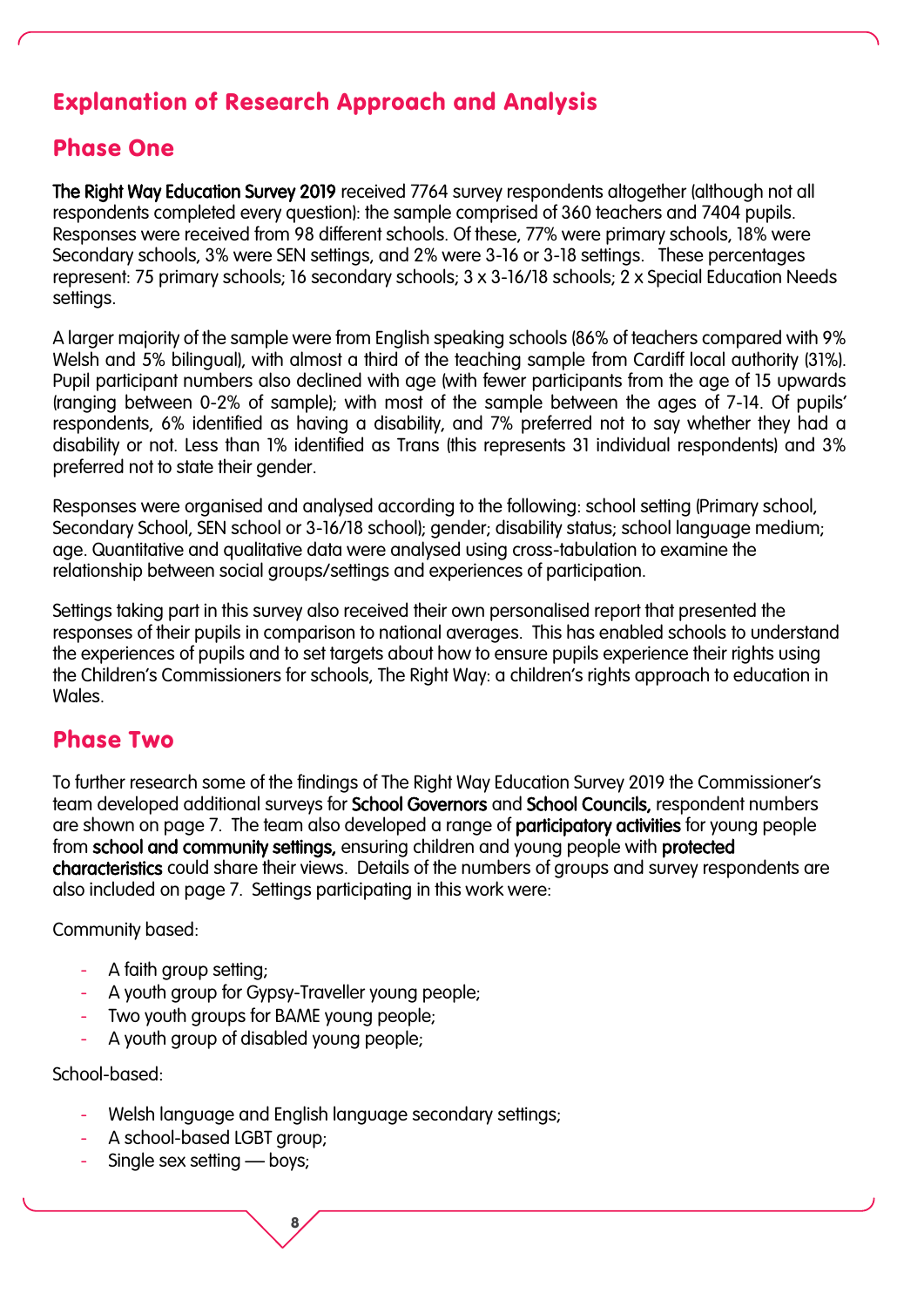# Explanation of Research Approach and Analysis

## Phase One

**The Right Way Education Survey 2019** received 7764 survey respondents altogether (although not all respondents completed every question): the sample comprised of 360 teachers and 7404 pupils. Responses were received from 98 different schools. Of these, 77% were primary schools, 18% were Secondary schools, 3% were SEN settings, and 2% were 3-16 or 3-18 settings. These percentages represent: 75 primary schools; 16 secondary schools; 3 x 3-16/18 schools; 2 x Special Education Needs settings.

A larger majority of the sample were from English speaking schools (86% of teachers compared with 9% Welsh and 5% bilingual), with almost a third of the teaching sample from Cardiff local authority (31%). Pupil participant numbers also declined with age (with fewer participants from the age of 15 upwards (ranging between 0-2% of sample); with most of the sample between the ages of 7-14. Of pupils' respondents, 6% identified as having a disability, and 7% preferred not to say whether they had a disability or not. Less than 1% identified as Trans (this represents 31 individual respondents) and 3% preferred not to state their gender.

Responses were organised and analysed according to the following: school setting (Primary school, Secondary School, SEN school or 3-16/18 school); gender; disability status; school language medium; age. Quantitative and qualitative data were analysed using cross-tabulation to examine the relationship between social groups/settings and experiences of participation.

Settings taking part in this survey also received their own personalised report that presented the responses of their pupils in comparison to national averages. This has enabled schools to understand the experiences of pupils and to set targets about how to ensure pupils experience their rights using the Children's Commissioners for schools, The Right Way: a children's rights approach to education in Wales.

## Phase Two

To further research some of the findings of The Right Way Education Survey 2019 the Commissioner's team developed additional surveys for **School Governors** and **School Councils,** respondent numbers are shown on page 7. The team also developed a range of **participatory activities** for young people from **school and community settings,** ensuring children and young people with **protected characteristics** could share their views. Details of the numbers of groups and survey respondents are also included on page 7. Settings participating in this work were:

Community based:

- A faith group setting;
- A youth group for Gypsy-Traveller young people;
- Two youth groups for BAME young people;
- A youth group of disabled young people;

School-based:

- Welsh language and English language secondary settings;
- A school-based LGBT group;
- Single sex setting — boys;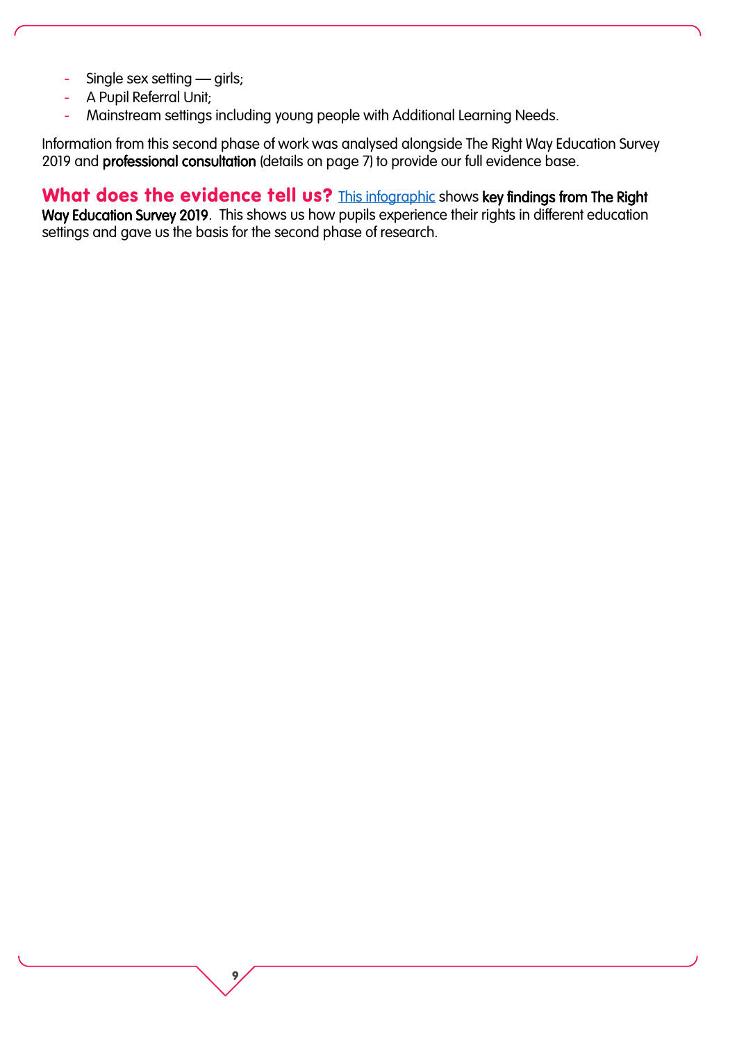- Single sex setting — girls;
- A Pupil Referral Unit;
- Mainstream settings including young people with Additional Learning Needs.

Information from this second phase of work was analysed alongside The Right Way Education Survey 2019 and **professional consultation** (details on page 7) to provide our full evidence base.

**What does the evidence tell us?** This infographic shows **key findings from The Right Way Education Survey 2019**. This shows us how pupils experience their rights in different education settings and gave us the basis for the second phase of research.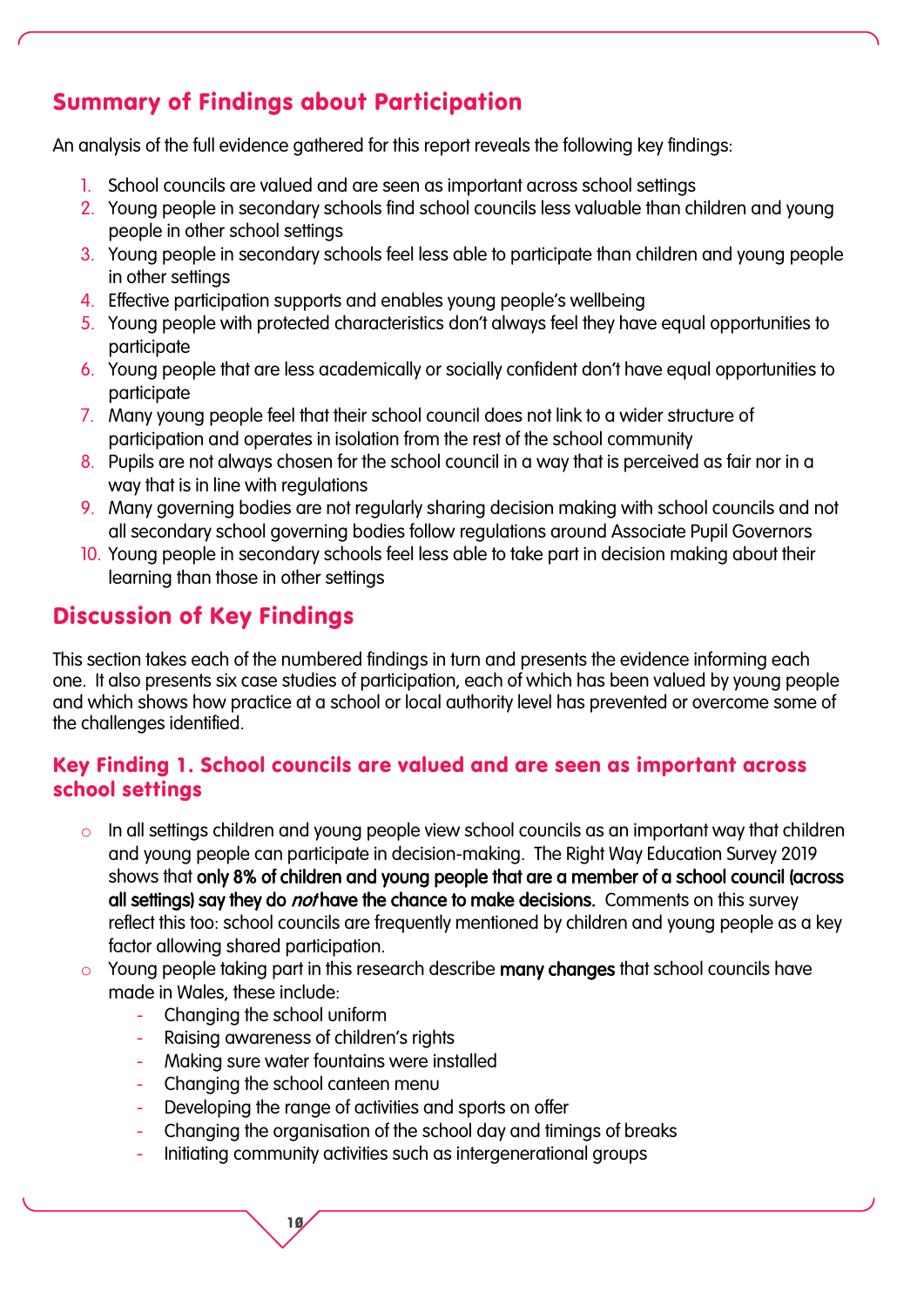## Summary of Findings about Participation

An analysis of the full evidence gathered for this report reveals the following key findings:

1. School councils are valued and are seen as important across school settings
2. Young people in secondary schools find school councils less valuable than children and young people in other school settings
3. Young people in secondary schools feel less able to participate than children and young people in other settings
4. Effective participation supports and enables young people's wellbeing
5. Young people with protected characteristics don't always feel they have equal opportunities to participate
6. Young people that are less academically or socially confident don't have equal opportunities to participate
7. Many young people feel that their school council does not link to a wider structure of participation and operates in isolation from the rest of the school community
8. Pupils are not always chosen for the school council in a way that is perceived as fair nor in a way that is in line with regulations
9. Many governing bodies are not regularly sharing decision making with school councils and not all secondary school governing bodies follow regulations around Associate Pupil Governors
10. Young people in secondary schools feel less able to take part in decision making about their learning than those in other settings

## Discussion of Key Findings

This section takes each of the numbered findings in turn and presents the evidence informing each one. It also presents six case studies of participation, each of which has been valued by young people and which shows how practice at a school or local authority level has prevented or overcome some of the challenges identified.

### Key Finding 1. School councils are valued and are seen as important across school settings

- In all settings children and young people view school councils as an important way that children and young people can participate in decision-making. The Right Way Education Survey 2019 shows that **only 8% of children and young people that are a member of a school council (across all settings) say they do *not* have the chance to make decisions.** Comments on this survey reflect this too: school councils are frequently mentioned by children and young people as a key factor allowing shared participation.
- Young people taking part in this research describe **many changes** that school councils have made in Wales, these include:
    - Changing the school uniform
    - Raising awareness of children's rights
    - Making sure water fountains were installed
    - Changing the school canteen menu
    - Developing the range of activities and sports on offer
    - Changing the organisation of the school day and timings of breaks
    - Initiating community activities such as intergenerational groups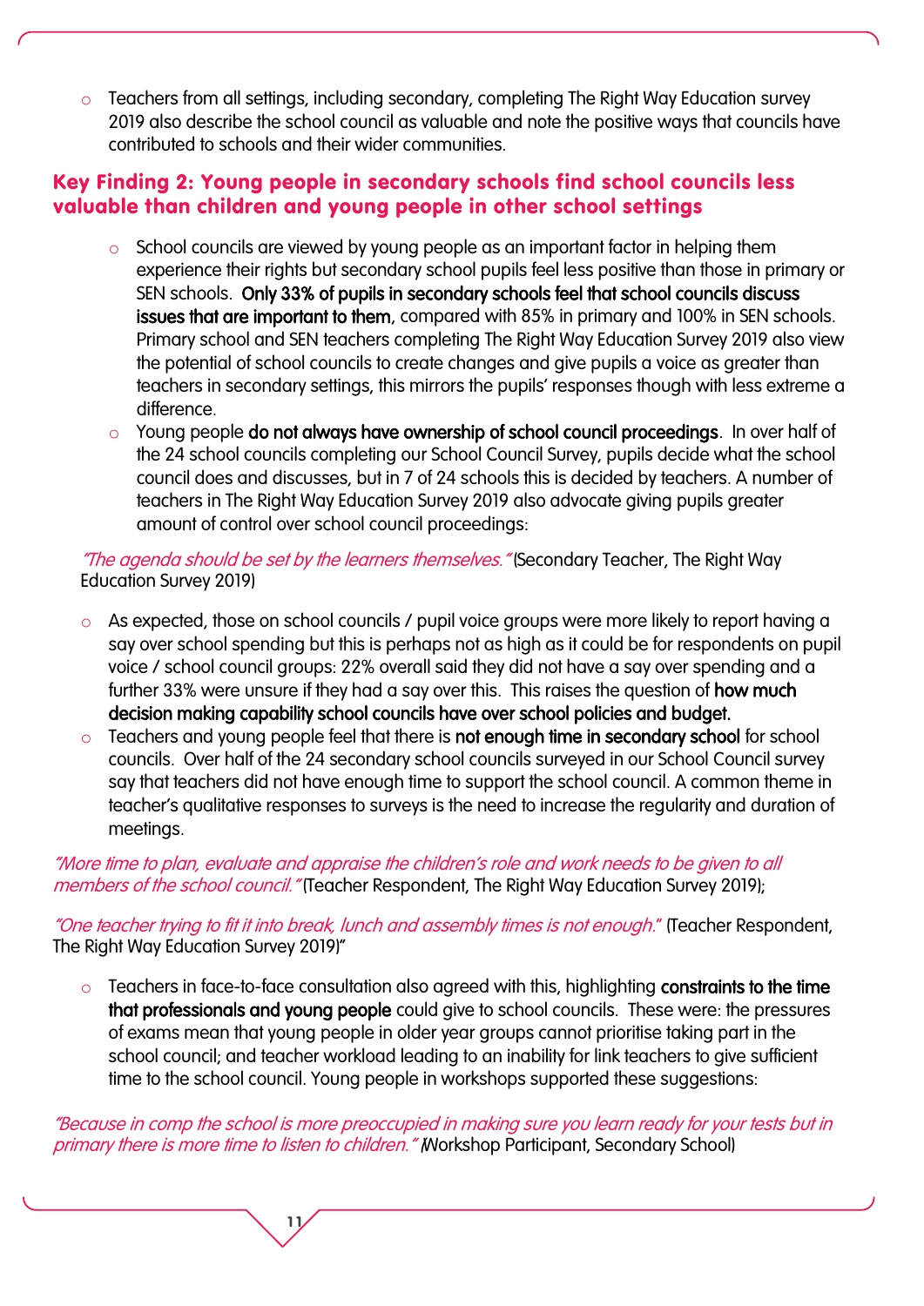- Teachers from all settings, including secondary, completing The Right Way Education survey 2019 also describe the school council as valuable and note the positive ways that councils have contributed to schools and their wider communities.

## Key Finding 2: Young people in secondary schools find school councils less valuable than children and young people in other school settings

- School councils are viewed by young people as an important factor in helping them experience their rights but secondary school pupils feel less positive than those in primary or SEN schools. **Only 33% of pupils in secondary schools feel that school councils discuss issues that are important to them**, compared with 85% in primary and 100% in SEN schools. Primary school and SEN teachers completing The Right Way Education Survey 2019 also view the potential of school councils to create changes and give pupils a voice as greater than teachers in secondary settings, this mirrors the pupils' responses though with less extreme a difference.
- Young people **do not always have ownership of school council proceedings**. In over half of the 24 school councils completing our School Council Survey, pupils decide what the school council does and discusses, but in 7 of 24 schools this is decided by teachers. A number of teachers in The Right Way Education Survey 2019 also advocate giving pupils greater amount of control over school council proceedings:

*"The agenda should be set by the learners themselves."* (Secondary Teacher, The Right Way Education Survey 2019)

- As expected, those on school councils / pupil voice groups were more likely to report having a say over school spending but this is perhaps not as high as it could be for respondents on pupil voice / school council groups: 22% overall said they did not have a say over spending and a further 33% were unsure if they had a say over this. This raises the question of **how much decision making capability school councils have over school policies and budget.**
- Teachers and young people feel that there is **not enough time in secondary school** for school councils. Over half of the 24 secondary school councils surveyed in our School Council survey say that teachers did not have enough time to support the school council. A common theme in teacher's qualitative responses to surveys is the need to increase the regularity and duration of meetings.

*"More time to plan, evaluate and appraise the children's role and work needs to be given to all members of the school council."* (Teacher Respondent, The Right Way Education Survey 2019);

*"One teacher trying to fit it into break, lunch and assembly times is not enough."* (Teacher Respondent, The Right Way Education Survey 2019)"

- Teachers in face-to-face consultation also agreed with this, highlighting **constraints to the time that professionals and young people** could give to school councils. These were: the pressures of exams mean that young people in older year groups cannot prioritise taking part in the school council; and teacher workload leading to an inability for link teachers to give sufficient time to the school council. Young people in workshops supported these suggestions:

*"Because in comp the school is more preoccupied in making sure you learn ready for your tests but in primary there is more time to listen to children."* (Workshop Participant, Secondary School)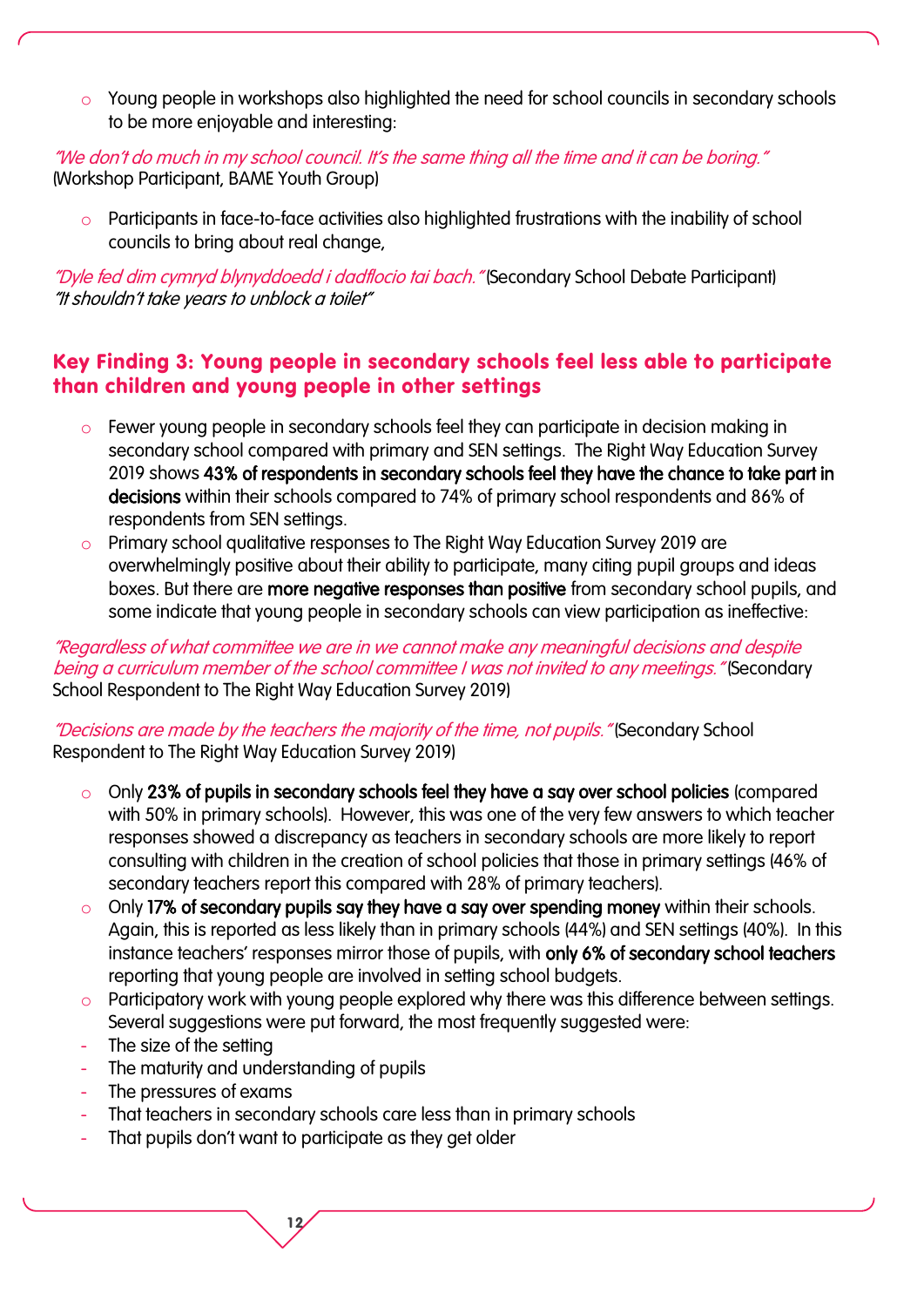- Young people in workshops also highlighted the need for school councils in secondary schools to be more enjoyable and interesting:

*"We don't do much in my school council. It's the same thing all the time and it can be boring."* (Workshop Participant, BAME Youth Group)

- Participants in face-to-face activities also highlighted frustrations with the inability of school councils to bring about real change,

*"Dyle fed dim cymryd blynyddoedd i dadflocio tai bach."* (Secondary School Debate Participant)
*"It shouldn't take years to unblock a toilet"*

## Key Finding 3: Young people in secondary schools feel less able to participate than children and young people in other settings

- Fewer young people in secondary schools feel they can participate in decision making in secondary school compared with primary and SEN settings. The Right Way Education Survey 2019 shows **43% of respondents in secondary schools feel they have the chance to take part in decisions** within their schools compared to 74% of primary school respondents and 86% of respondents from SEN settings.
- Primary school qualitative responses to The Right Way Education Survey 2019 are overwhelmingly positive about their ability to participate, many citing pupil groups and ideas boxes. But there are **more negative responses than positive** from secondary school pupils, and some indicate that young people in secondary schools can view participation as ineffective:

*"Regardless of what committee we are in we cannot make any meaningful decisions and despite being a curriculum member of the school committee I was not invited to any meetings."* (Secondary School Respondent to The Right Way Education Survey 2019)

*"Decisions are made by the teachers the majority of the time, not pupils."* (Secondary School Respondent to The Right Way Education Survey 2019)

- Only **23% of pupils in secondary schools feel they have a say over school policies** (compared with 50% in primary schools). However, this was one of the very few answers to which teacher responses showed a discrepancy as teachers in secondary schools are more likely to report consulting with children in the creation of school policies that those in primary settings (46% of secondary teachers report this compared with 28% of primary teachers).
- Only **17% of secondary pupils say they have a say over spending money** within their schools. Again, this is reported as less likely than in primary schools (44%) and SEN settings (40%). In this instance teachers' responses mirror those of pupils, with **only 6% of secondary school teachers** reporting that young people are involved in setting school budgets.
- Participatory work with young people explored why there was this difference between settings. Several suggestions were put forward, the most frequently suggested were:
- The size of the setting
- The maturity and understanding of pupils
- The pressures of exams
- That teachers in secondary schools care less than in primary schools
- That pupils don't want to participate as they get older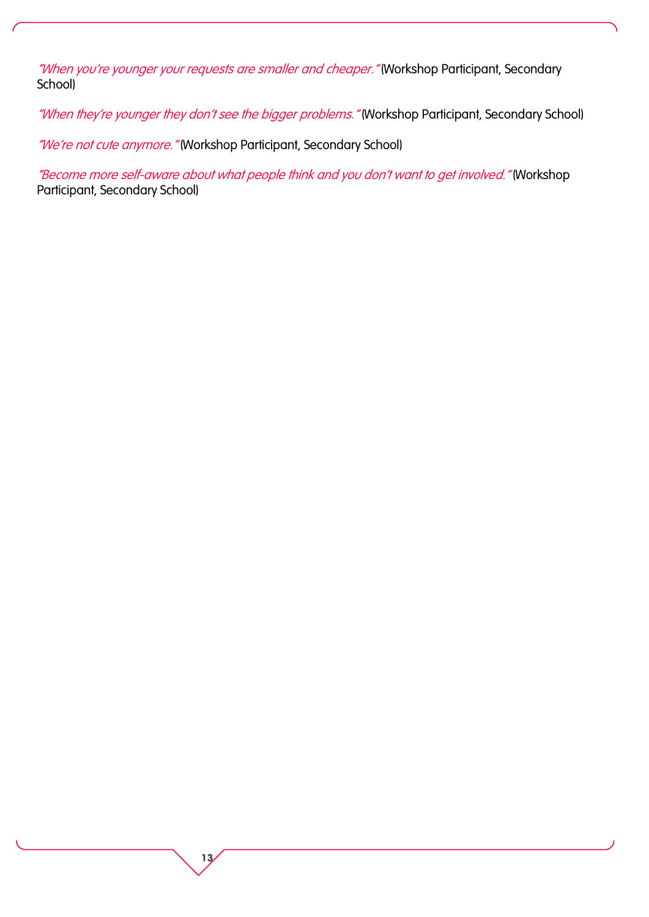*"When you're younger your requests are smaller and cheaper."* (Workshop Participant, Secondary School)

*"When they're younger they don't see the bigger problems."* (Workshop Participant, Secondary School)

*"We're not cute anymore."* (Workshop Participant, Secondary School)

*"Become more self-aware about what people think and you don't want to get involved."* (Workshop Participant, Secondary School)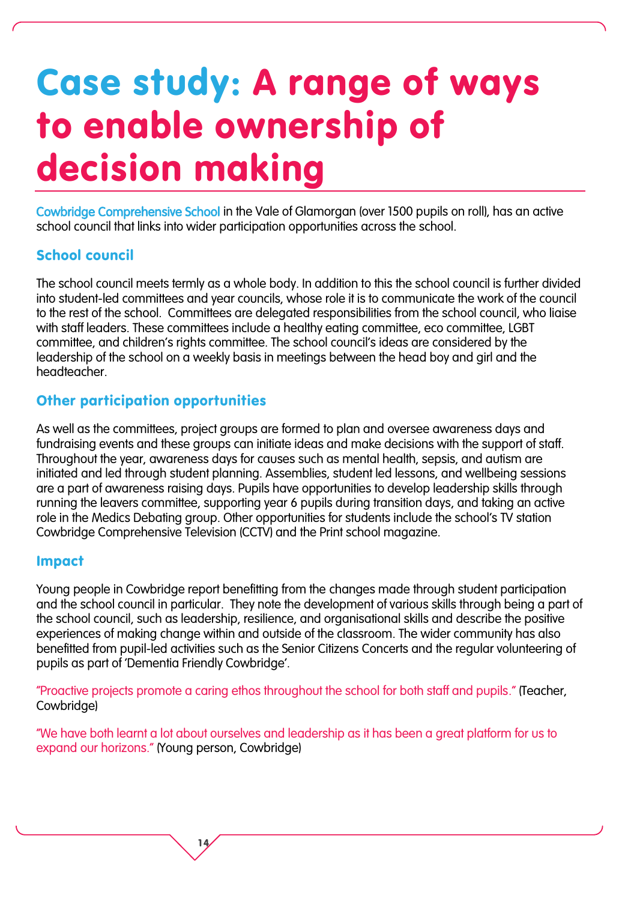# Case study: A range of ways to enable ownership of decision making

Cowbridge Comprehensive School in the Vale of Glamorgan (over 1500 pupils on roll), has an active school council that links into wider participation opportunities across the school.

## School council

The school council meets termly as a whole body. In addition to this the school council is further divided into student-led committees and year councils, whose role it is to communicate the work of the council to the rest of the school. Committees are delegated responsibilities from the school council, who liaise with staff leaders. These committees include a healthy eating committee, eco committee, LGBT committee, and children's rights committee. The school council's ideas are considered by the leadership of the school on a weekly basis in meetings between the head boy and girl and the headteacher.

## Other participation opportunities

As well as the committees, project groups are formed to plan and oversee awareness days and fundraising events and these groups can initiate ideas and make decisions with the support of staff. Throughout the year, awareness days for causes such as mental health, sepsis, and autism are initiated and led through student planning. Assemblies, student led lessons, and wellbeing sessions are a part of awareness raising days. Pupils have opportunities to develop leadership skills through running the leavers committee, supporting year 6 pupils during transition days, and taking an active role in the Medics Debating group. Other opportunities for students include the school's TV station Cowbridge Comprehensive Television (CCTV) and the Print school magazine.

## Impact

Young people in Cowbridge report benefitting from the changes made through student participation and the school council in particular. They note the development of various skills through being a part of the school council, such as leadership, resilience, and organisational skills and describe the positive experiences of making change within and outside of the classroom. The wider community has also benefitted from pupil-led activities such as the Senior Citizens Concerts and the regular volunteering of pupils as part of 'Dementia Friendly Cowbridge'.

"Proactive projects promote a caring ethos throughout the school for both staff and pupils." (Teacher, Cowbridge)

"We have both learnt a lot about ourselves and leadership as it has been a great platform for us to expand our horizons." (Young person, Cowbridge)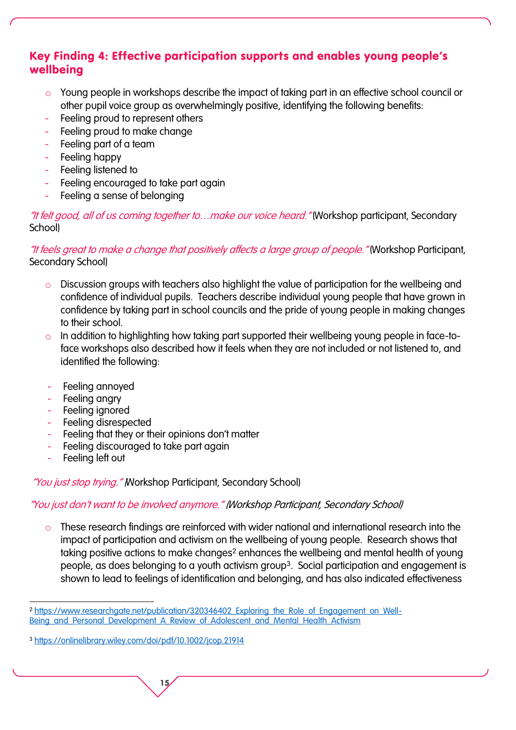## Key Finding 4: Effective participation supports and enables young people's wellbeing

- Young people in workshops describe the impact of taking part in an effective school council or other pupil voice group as overwhelmingly positive, identifying the following benefits:
  - Feeling proud to represent others
  - Feeling proud to make change
  - Feeling part of a team
  - Feeling happy
  - Feeling listened to
  - Feeling encouraged to take part again
  - Feeling a sense of belonging

*"It felt good, all of us coming together to…make our voice heard."* (Workshop participant, Secondary School)

*"It feels great to make a change that positively affects a large group of people."* (Workshop Participant, Secondary School)

- Discussion groups with teachers also highlight the value of participation for the wellbeing and confidence of individual pupils. Teachers describe individual young people that have grown in confidence by taking part in school councils and the pride of young people in making changes to their school.
- In addition to highlighting how taking part supported their wellbeing young people in face-to-face workshops also described how it feels when they are not included or not listened to, and identified the following:
  - Feeling annoyed
  - Feeling angry
  - Feeling ignored
  - Feeling disrespected
  - Feeling that they or their opinions don't matter
  - Feeling discouraged to take part again
  - Feeling left out

*"You just stop trying."* (Workshop Participant, Secondary School)

*"You just don't want to be involved anymore." (Workshop Participant, Secondary School)*

- These research findings are reinforced with wider national and international research into the impact of participation and activism on the wellbeing of young people. Research shows that taking positive actions to make changes[2] enhances the wellbeing and mental health of young people, as does belonging to a youth activism group[3]. Social participation and engagement is shown to lead to feelings of identification and belonging, and has also indicated effectiveness

---

[2] https://www.researchgate.net/publication/320346402_Exploring_the_Role_of_Engagement_on_Well-Being_and_Personal_Development_A_Review_of_Adolescent_and_Mental_Health_Activism

[3] https://onlinelibrary.wiley.com/doi/pdf/10.1002/jcop.21914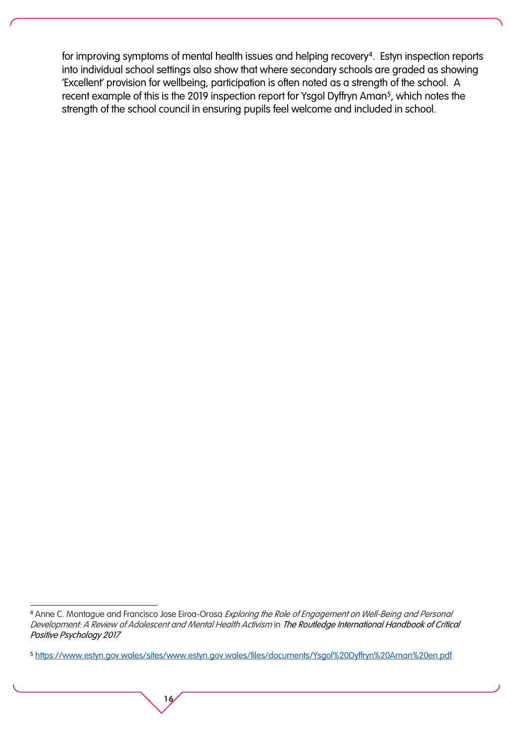for improving symptoms of mental health issues and helping recovery[4]. Estyn inspection reports into individual school settings also show that where secondary schools are graded as showing 'Excellent' provision for wellbeing, participation is often noted as a strength of the school. A recent example of this is the 2019 inspection report for Ysgol Dyffryn Aman[5], which notes the strength of the school council in ensuring pupils feel welcome and included in school.

---

[4] Anne C. Montague and Francisco Jose Eiroa-Orosa *Exploring the Role of Engagement on Well-Being and Personal Development: A Review of Adolescent and Mental Health Activism* in ***The Routledge International Handbook of Critical Positive Psychology 2017***

[5] https://www.estyn.gov.wales/sites/www.estyn.gov.wales/files/documents/Ysgol%20Dyffryn%20Aman%20en.pdf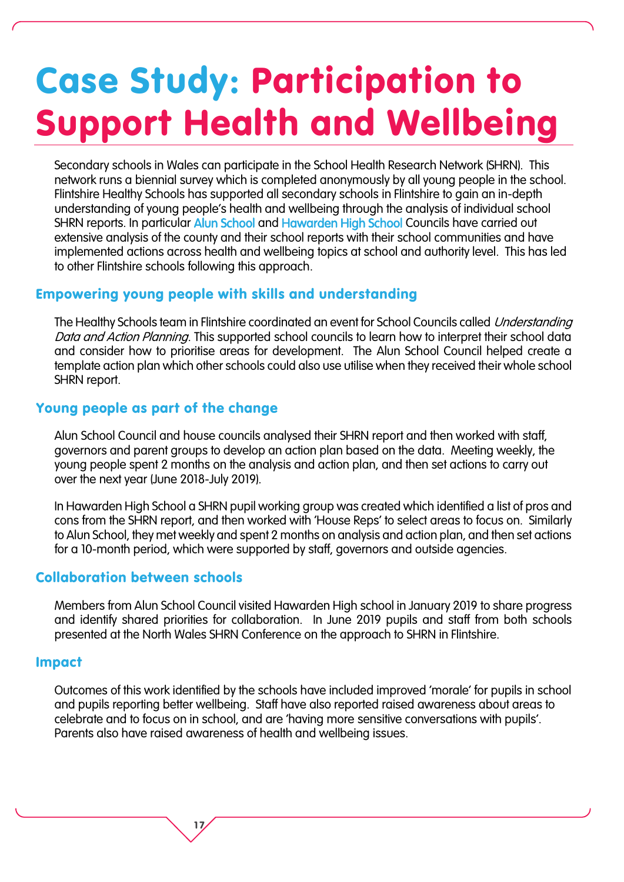# Case Study: Participation to Support Health and Wellbeing

Secondary schools in Wales can participate in the School Health Research Network (SHRN). This network runs a biennial survey which is completed anonymously by all young people in the school. Flintshire Healthy Schools has supported all secondary schools in Flintshire to gain an in-depth understanding of young people's health and wellbeing through the analysis of individual school SHRN reports. In particular Alun School and Hawarden High School Councils have carried out extensive analysis of the county and their school reports with their school communities and have implemented actions across health and wellbeing topics at school and authority level. This has led to other Flintshire schools following this approach.

## Empowering young people with skills and understanding

The Healthy Schools team in Flintshire coordinated an event for School Councils called *Understanding Data and Action Planning*. This supported school councils to learn how to interpret their school data and consider how to prioritise areas for development. The Alun School Council helped create a template action plan which other schools could also use utilise when they received their whole school SHRN report.

## Young people as part of the change

Alun School Council and house councils analysed their SHRN report and then worked with staff, governors and parent groups to develop an action plan based on the data. Meeting weekly, the young people spent 2 months on the analysis and action plan, and then set actions to carry out over the next year (June 2018-July 2019).

In Hawarden High School a SHRN pupil working group was created which identified a list of pros and cons from the SHRN report, and then worked with 'House Reps' to select areas to focus on. Similarly to Alun School, they met weekly and spent 2 months on analysis and action plan, and then set actions for a 10-month period, which were supported by staff, governors and outside agencies.

## Collaboration between schools

Members from Alun School Council visited Hawarden High school in January 2019 to share progress and identify shared priorities for collaboration. In June 2019 pupils and staff from both schools presented at the North Wales SHRN Conference on the approach to SHRN in Flintshire.

## Impact

Outcomes of this work identified by the schools have included improved 'morale' for pupils in school and pupils reporting better wellbeing. Staff have also reported raised awareness about areas to celebrate and to focus on in school, and are 'having more sensitive conversations with pupils'. Parents also have raised awareness of health and wellbeing issues.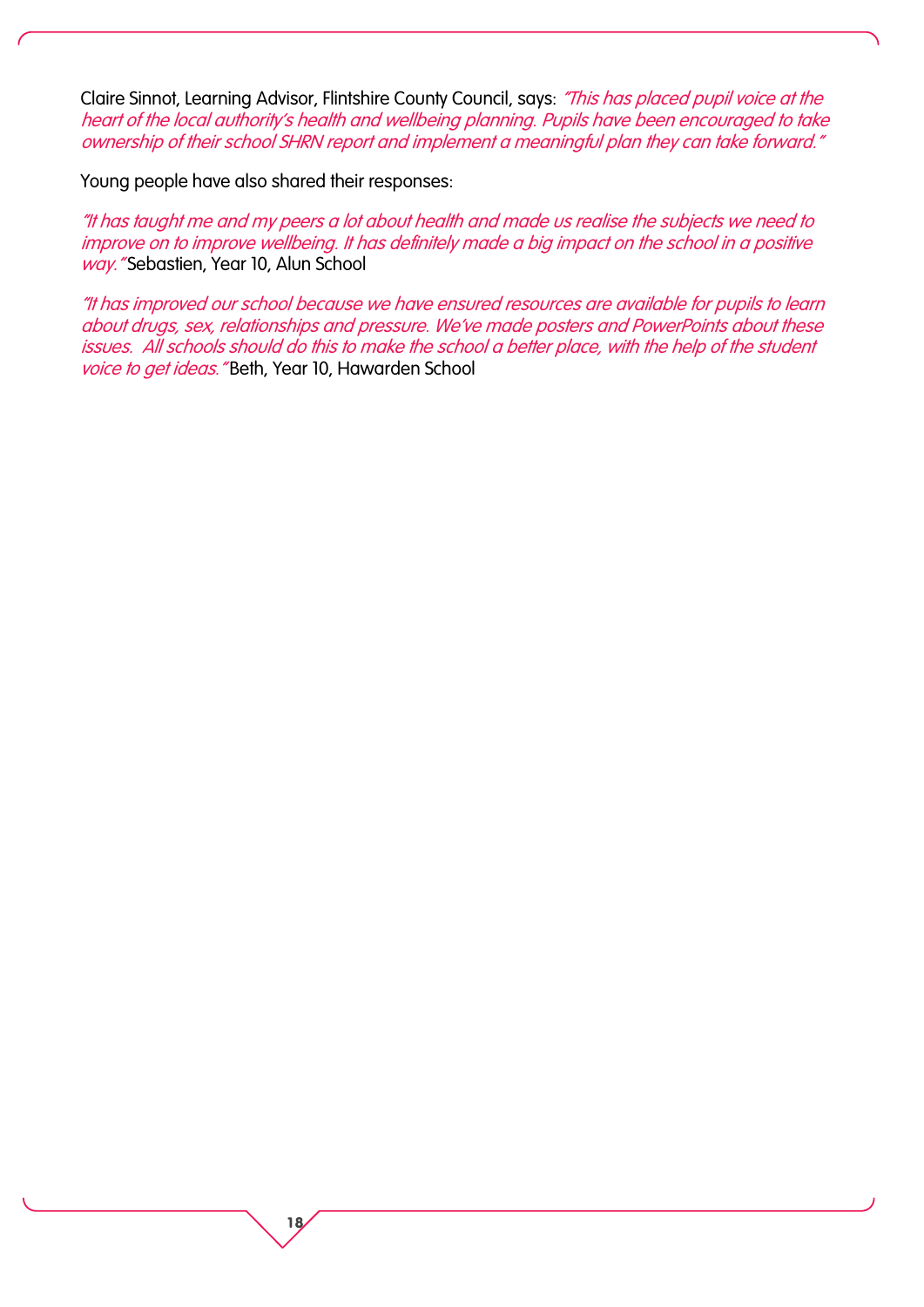Claire Sinnot, Learning Advisor, Flintshire County Council, says: *"This has placed pupil voice at the heart of the local authority's health and wellbeing planning. Pupils have been encouraged to take ownership of their school SHRN report and implement a meaningful plan they can take forward."*

Young people have also shared their responses:

*"It has taught me and my peers a lot about health and made us realise the subjects we need to improve on to improve wellbeing. It has definitely made a big impact on the school in a positive way."* Sebastien, Year 10, Alun School

*"It has improved our school because we have ensured resources are available for pupils to learn about drugs, sex, relationships and pressure. We've made posters and PowerPoints about these issues. All schools should do this to make the school a better place, with the help of the student voice to get ideas."* Beth, Year 10, Hawarden School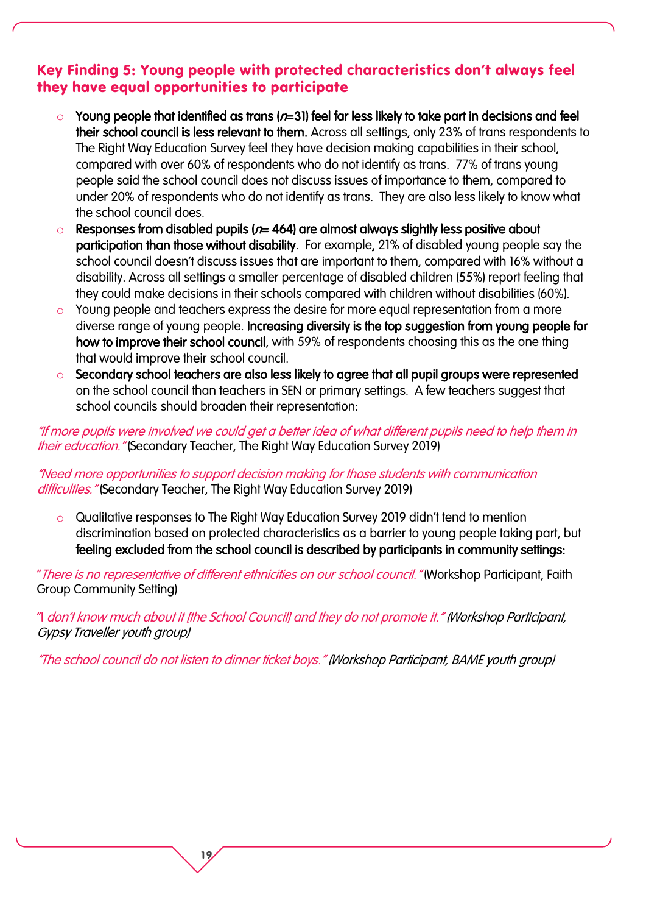### Key Finding 5: Young people with protected characteristics don't always feel they have equal opportunities to participate

- **Young people that identified as trans (*n*=31) feel far less likely to take part in decisions and feel their school council is less relevant to them.** Across all settings, only 23% of trans respondents to The Right Way Education Survey feel they have decision making capabilities in their school, compared with over 60% of respondents who do not identify as trans. 77% of trans young people said the school council does not discuss issues of importance to them, compared to under 20% of respondents who do not identify as trans. They are also less likely to know what the school council does.
- **Responses from disabled pupils (*n*= 464) are almost always slightly less positive about participation than those without disability**. For example**,** 21% of disabled young people say the school council doesn't discuss issues that are important to them, compared with 16% without a disability. Across all settings a smaller percentage of disabled children (55%) report feeling that they could make decisions in their schools compared with children without disabilities (60%).
- Young people and teachers express the desire for more equal representation from a more diverse range of young people. **Increasing diversity is the top suggestion from young people for how to improve their school council**, with 59% of respondents choosing this as the one thing that would improve their school council.
- **Secondary school teachers are also less likely to agree that all pupil groups were represented** on the school council than teachers in SEN or primary settings. A few teachers suggest that school councils should broaden their representation:

*"If more pupils were involved we could get a better idea of what different pupils need to help them in their education."* (Secondary Teacher, The Right Way Education Survey 2019)

*"Need more opportunities to support decision making for those students with communication difficulties."* (Secondary Teacher, The Right Way Education Survey 2019)

- Qualitative responses to The Right Way Education Survey 2019 didn't tend to mention discrimination based on protected characteristics as a barrier to young people taking part, but **feeling excluded from the school council is described by participants in community settings:**

"*There is no representative of different ethnicities on our school council."* (Workshop Participant, Faith Group Community Setting)

"I *don't know much about it [the School Council] and they do not promote it." (Workshop Participant, Gypsy Traveller youth group)*

*"The school council do not listen to dinner ticket boys." (Workshop Participant, BAME youth group)*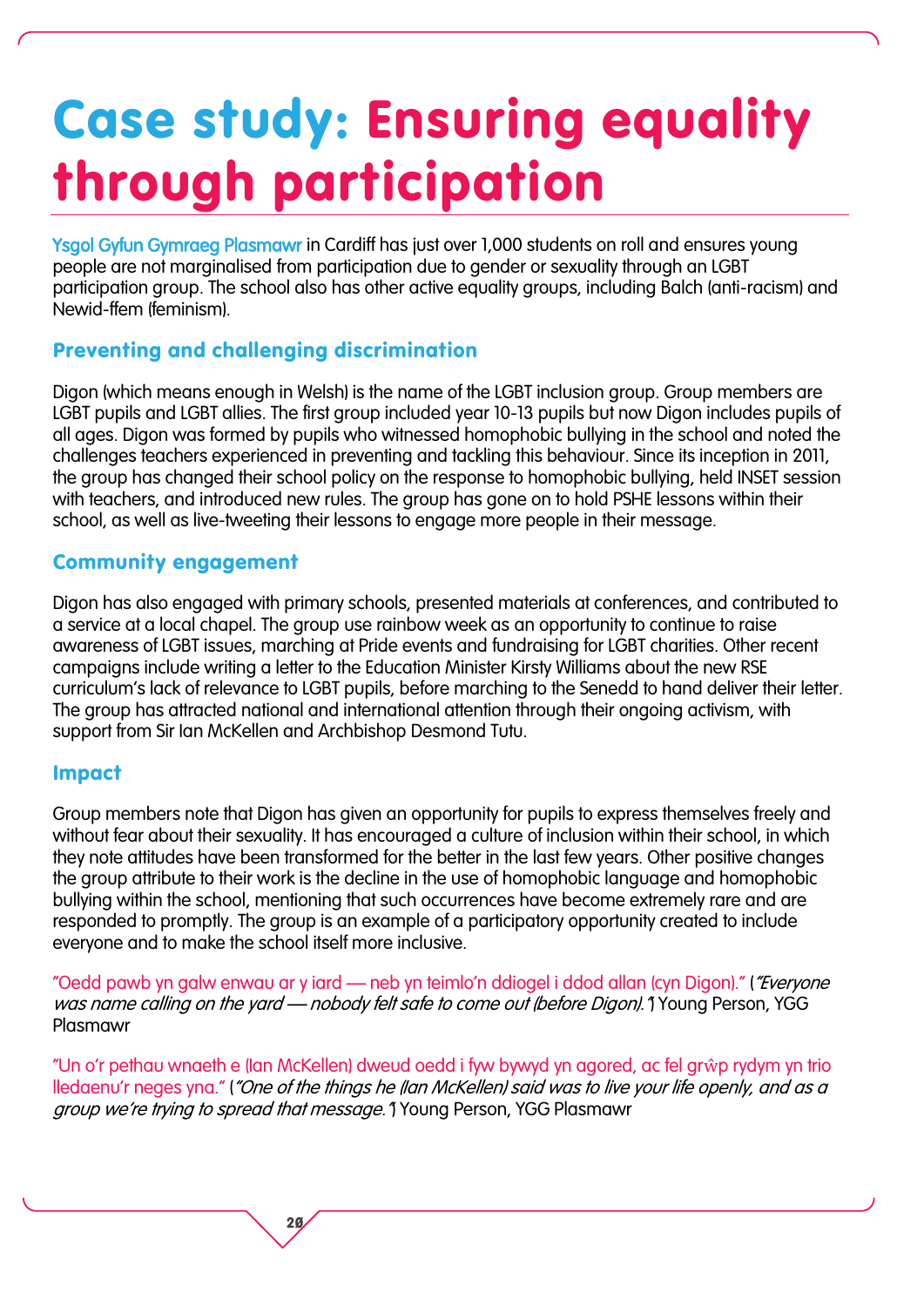# Case study: Ensuring equality through participation

Ysgol Gyfun Gymraeg Plasmawr in Cardiff has just over 1,000 students on roll and ensures young people are not marginalised from participation due to gender or sexuality through an LGBT participation group. The school also has other active equality groups, including Balch (anti-racism) and Newid-ffem (feminism).

## Preventing and challenging discrimination

Digon (which means enough in Welsh) is the name of the LGBT inclusion group. Group members are LGBT pupils and LGBT allies. The first group included year 10-13 pupils but now Digon includes pupils of all ages. Digon was formed by pupils who witnessed homophobic bullying in the school and noted the challenges teachers experienced in preventing and tackling this behaviour. Since its inception in 2011, the group has changed their school policy on the response to homophobic bullying, held INSET session with teachers, and introduced new rules. The group has gone on to hold PSHE lessons within their school, as well as live-tweeting their lessons to engage more people in their message.

## Community engagement

Digon has also engaged with primary schools, presented materials at conferences, and contributed to a service at a local chapel. The group use rainbow week as an opportunity to continue to raise awareness of LGBT issues, marching at Pride events and fundraising for LGBT charities. Other recent campaigns include writing a letter to the Education Minister Kirsty Williams about the new RSE curriculum's lack of relevance to LGBT pupils, before marching to the Senedd to hand deliver their letter. The group has attracted national and international attention through their ongoing activism, with support from Sir Ian McKellen and Archbishop Desmond Tutu.

## Impact

Group members note that Digon has given an opportunity for pupils to express themselves freely and without fear about their sexuality. It has encouraged a culture of inclusion within their school, in which they note attitudes have been transformed for the better in the last few years. Other positive changes the group attribute to their work is the decline in the use of homophobic language and homophobic bullying within the school, mentioning that such occurrences have become extremely rare and are responded to promptly. The group is an example of a participatory opportunity created to include everyone and to make the school itself more inclusive.

"Oedd pawb yn galw enwau ar y iard — neb yn teimlo'n ddiogel i ddod allan (cyn Digon)." (*"Everyone was name calling on the yard — nobody felt safe to come out (before Digon)."*) Young Person, YGG Plasmawr

"Un o'r pethau wnaeth e (Ian McKellen) dweud oedd i fyw bywyd yn agored, ac fel grŵp rydym yn trio lledaenu'r neges yna." (*"One of the things he (Ian McKellen) said was to live your life openly, and as a group we're trying to spread that message."*) Young Person, YGG Plasmawr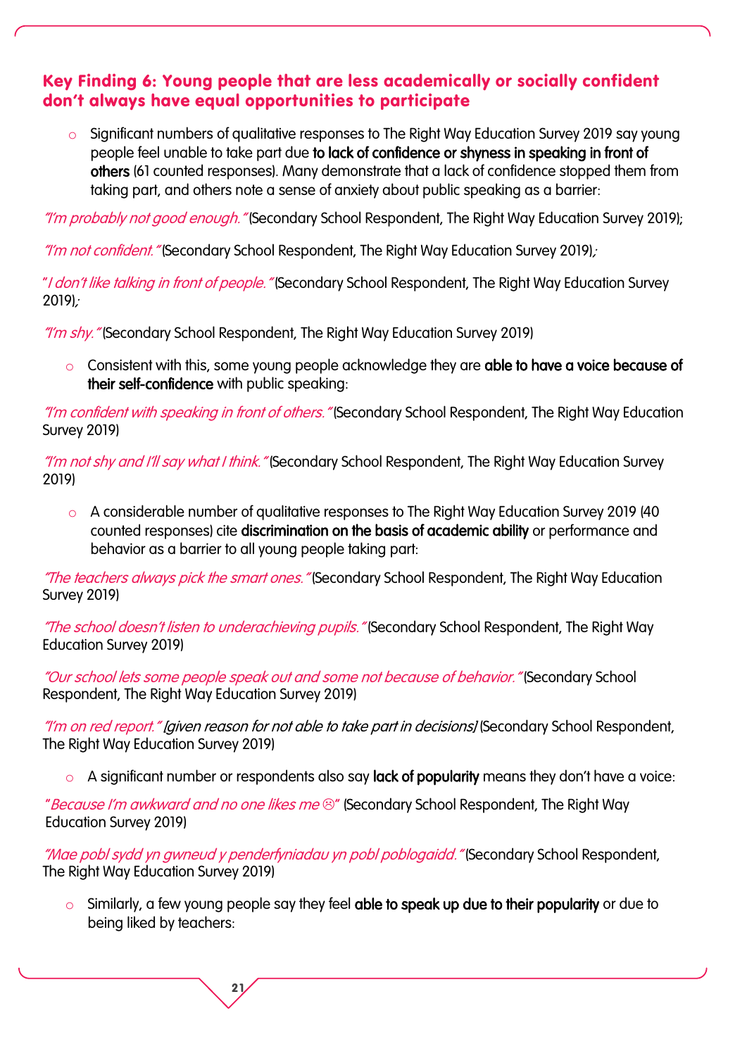## Key Finding 6: Young people that are less academically or socially confident don't always have equal opportunities to participate

- Significant numbers of qualitative responses to The Right Way Education Survey 2019 say young people feel unable to take part due **to lack of confidence or shyness in speaking in front of others** (61 counted responses). Many demonstrate that a lack of confidence stopped them from taking part, and others note a sense of anxiety about public speaking as a barrier:

*"I'm probably not good enough."* (Secondary School Respondent, The Right Way Education Survey 2019);

*"I'm not confident."* (Secondary School Respondent, The Right Way Education Survey 2019);

"*I don't like talking in front of people."* (Secondary School Respondent, The Right Way Education Survey 2019);

*"I'm shy."* (Secondary School Respondent, The Right Way Education Survey 2019)

- Consistent with this, some young people acknowledge they are **able to have a voice because of their self-confidence** with public speaking:

*"I'm confident with speaking in front of others."* (Secondary School Respondent, The Right Way Education Survey 2019)

*"I'm not shy and I'll say what I think."* (Secondary School Respondent, The Right Way Education Survey 2019)

- A considerable number of qualitative responses to The Right Way Education Survey 2019 (40 counted responses) cite **discrimination on the basis of academic ability** or performance and behavior as a barrier to all young people taking part:

*"The teachers always pick the smart ones."* (Secondary School Respondent, The Right Way Education Survey 2019)

*"The school doesn't listen to underachieving pupils."* (Secondary School Respondent, The Right Way Education Survey 2019)

*"Our school lets some people speak out and some not because of behavior."* (Secondary School Respondent, The Right Way Education Survey 2019)

*"I'm on red report." [given reason for not able to take part in decisions]* (Secondary School Respondent, The Right Way Education Survey 2019)

- A significant number or respondents also say **lack of popularity** means they don't have a voice:

"*Because I'm awkward and no one likes me* ☹" (Secondary School Respondent, The Right Way Education Survey 2019)

*"Mae pobl sydd yn gwneud y penderfyniadau yn pobl poblogaidd."* (Secondary School Respondent, The Right Way Education Survey 2019)

- Similarly, a few young people say they feel **able to speak up due to their popularity** or due to being liked by teachers: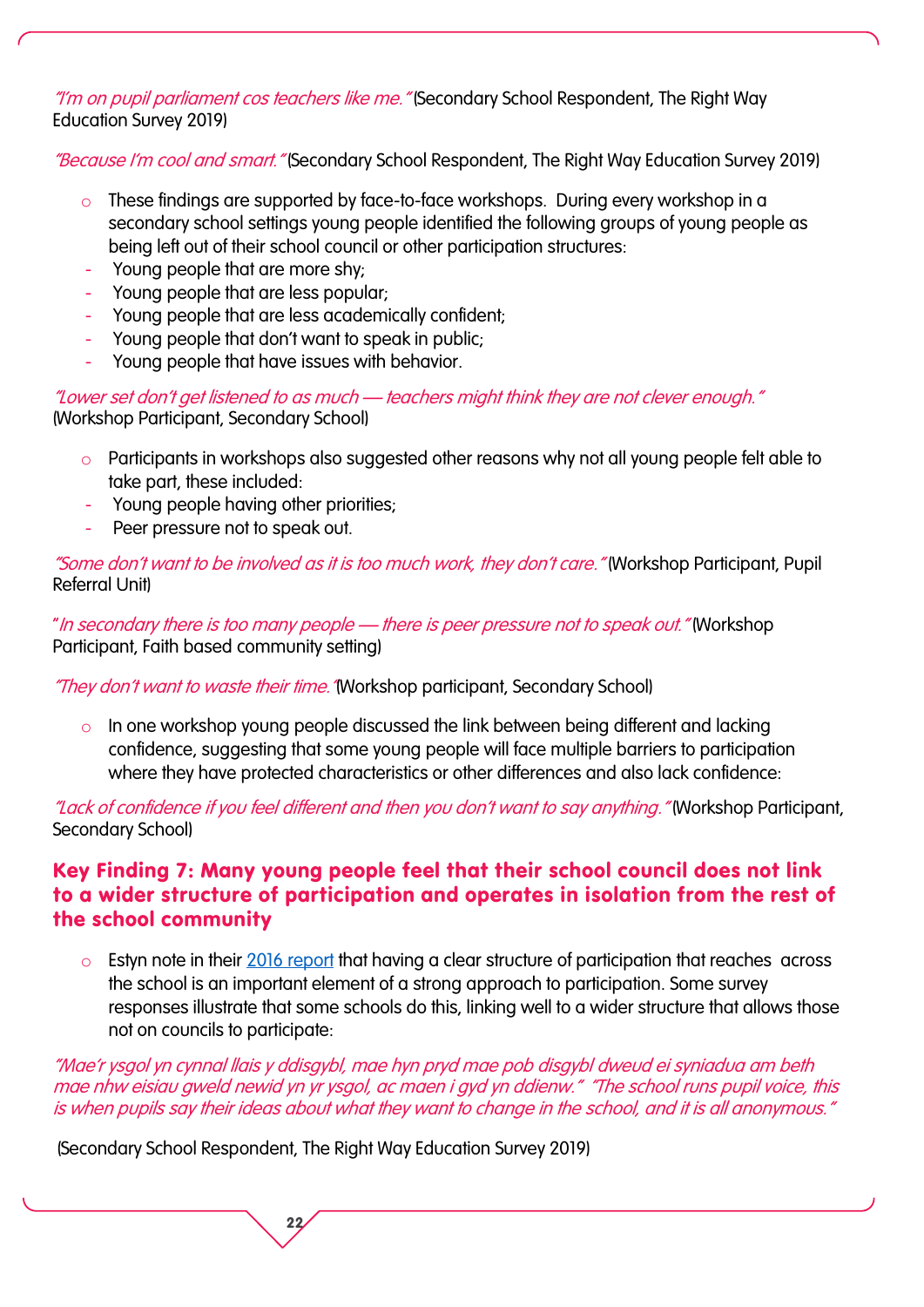*"I'm on pupil parliament cos teachers like me."* (Secondary School Respondent, The Right Way Education Survey 2019)

*"Because I'm cool and smart."* (Secondary School Respondent, The Right Way Education Survey 2019)

- These findings are supported by face-to-face workshops. During every workshop in a secondary school settings young people identified the following groups of young people as being left out of their school council or other participation structures:
  - Young people that are more shy;
  - Young people that are less popular;
  - Young people that are less academically confident;
  - Young people that don't want to speak in public;
  - Young people that have issues with behavior.

*"Lower set don't get listened to as much — teachers might think they are not clever enough."* (Workshop Participant, Secondary School)

- Participants in workshops also suggested other reasons why not all young people felt able to take part, these included:
  - Young people having other priorities;
  - Peer pressure not to speak out.

*"Some don't want to be involved as it is too much work, they don't care."* (Workshop Participant, Pupil Referral Unit)

"*In secondary there is too many people — there is peer pressure not to speak out."* (Workshop Participant, Faith based community setting)

*"They don't want to waste their time."* (Workshop participant, Secondary School)

- In one workshop young people discussed the link between being different and lacking confidence, suggesting that some young people will face multiple barriers to participation where they have protected characteristics or other differences and also lack confidence:

*"Lack of confidence if you feel different and then you don't want to say anything."* (Workshop Participant, Secondary School)

## Key Finding 7: Many young people feel that their school council does not link to a wider structure of participation and operates in isolation from the rest of the school community

- Estyn note in their 2016 report that having a clear structure of participation that reaches across the school is an important element of a strong approach to participation. Some survey responses illustrate that some schools do this, linking well to a wider structure that allows those not on councils to participate:

*"Mae'r ysgol yn cynnal llais y ddisgybl, mae hyn pryd mae pob disgybl dweud ei syniadua am beth mae nhw eisiau gweld newid yn yr ysgol, ac maen i gyd yn ddienw." "The school runs pupil voice, this is when pupils say their ideas about what they want to change in the school, and it is all anonymous."*

(Secondary School Respondent, The Right Way Education Survey 2019)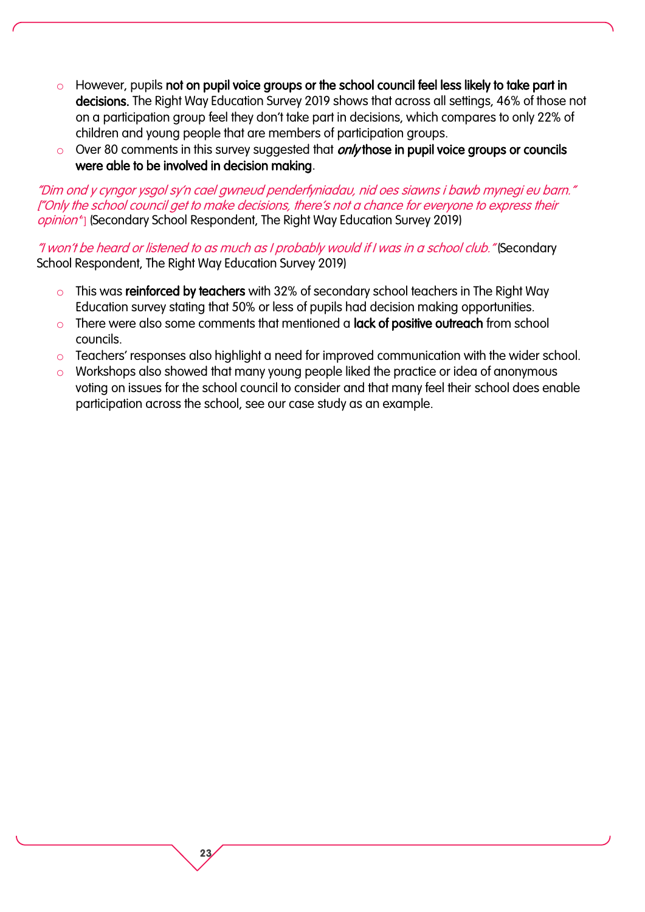- However, pupils **not on pupil voice groups or the school council feel less likely to take part in decisions.** The Right Way Education Survey 2019 shows that across all settings, 46% of those not on a participation group feel they don't take part in decisions, which compares to only 22% of children and young people that are members of participation groups.
- Over 80 comments in this survey suggested that ***only*** **those in pupil voice groups or councils were able to be involved in decision making**.

*"Dim ond y cyngor ysgol sy'n cael gwneud penderfyniadau, nid oes siawns i bawb mynegi eu barn." ["Only the school council get to make decisions, there's not a chance for everyone to express their opinion"]* (Secondary School Respondent, The Right Way Education Survey 2019)

*"I won't be heard or listened to as much as I probably would if I was in a school club."* (Secondary School Respondent, The Right Way Education Survey 2019)

- This was **reinforced by teachers** with 32% of secondary school teachers in The Right Way Education survey stating that 50% or less of pupils had decision making opportunities.
- There were also some comments that mentioned a **lack of positive outreach** from school councils.
- Teachers' responses also highlight a need for improved communication with the wider school.
- Workshops also showed that many young people liked the practice or idea of anonymous voting on issues for the school council to consider and that many feel their school does enable participation across the school, see our case study as an example.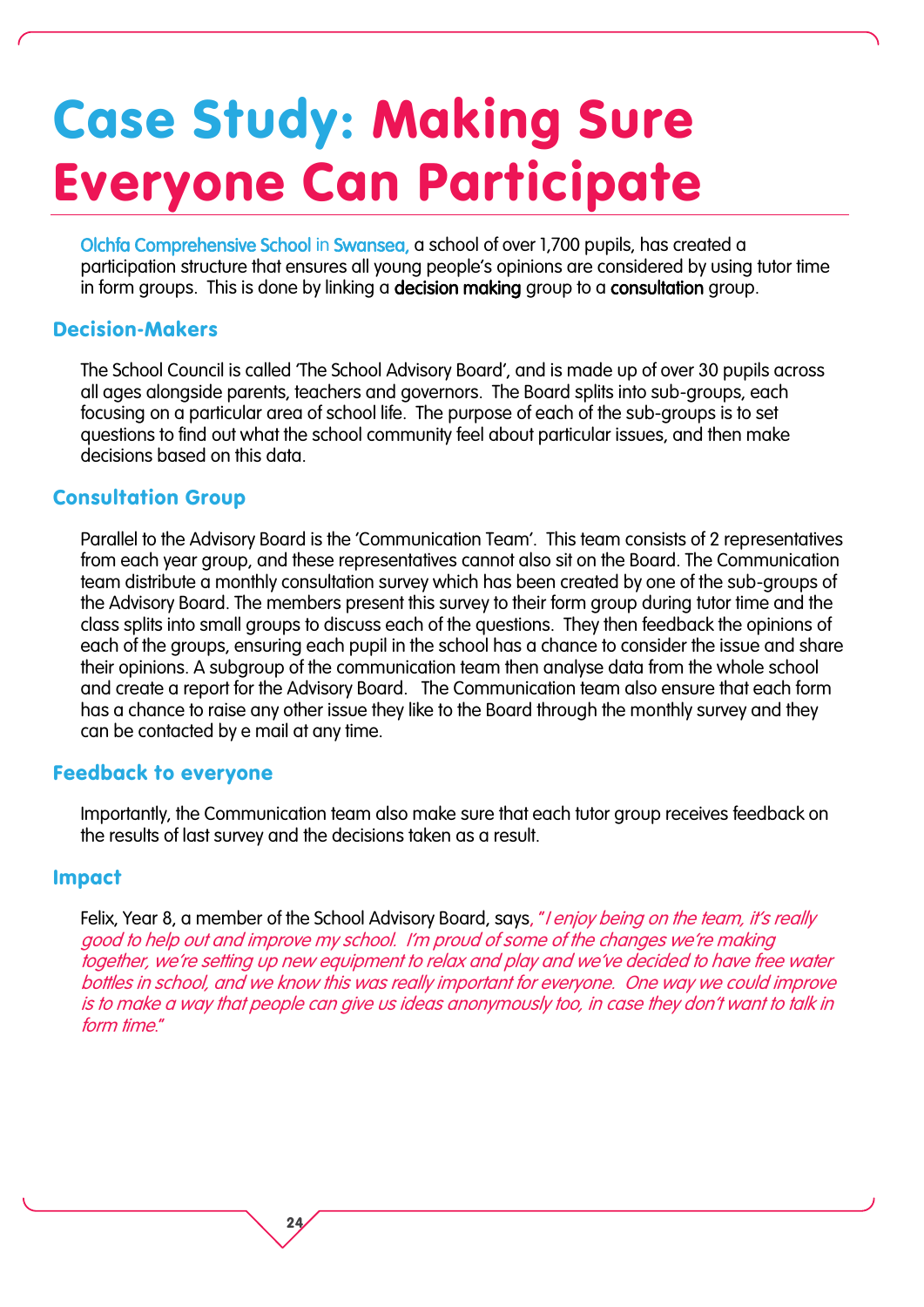# Case Study: Making Sure Everyone Can Participate

Olchfa Comprehensive School in Swansea, a school of over 1,700 pupils, has created a participation structure that ensures all young people's opinions are considered by using tutor time in form groups. This is done by linking a **decision making** group to a **consultation** group.

## Decision-Makers

The School Council is called 'The School Advisory Board', and is made up of over 30 pupils across all ages alongside parents, teachers and governors. The Board splits into sub-groups, each focusing on a particular area of school life. The purpose of each of the sub-groups is to set questions to find out what the school community feel about particular issues, and then make decisions based on this data.

## Consultation Group

Parallel to the Advisory Board is the 'Communication Team'. This team consists of 2 representatives from each year group, and these representatives cannot also sit on the Board. The Communication team distribute a monthly consultation survey which has been created by one of the sub-groups of the Advisory Board. The members present this survey to their form group during tutor time and the class splits into small groups to discuss each of the questions. They then feedback the opinions of each of the groups, ensuring each pupil in the school has a chance to consider the issue and share their opinions. A subgroup of the communication team then analyse data from the whole school and create a report for the Advisory Board. The Communication team also ensure that each form has a chance to raise any other issue they like to the Board through the monthly survey and they can be contacted by e mail at any time.

## Feedback to everyone

Importantly, the Communication team also make sure that each tutor group receives feedback on the results of last survey and the decisions taken as a result.

## Impact

Felix, Year 8, a member of the School Advisory Board, says, *"I enjoy being on the team, it's really good to help out and improve my school. I'm proud of some of the changes we're making together, we're setting up new equipment to relax and play and we've decided to have free water bottles in school, and we know this was really important for everyone. One way we could improve is to make a way that people can give us ideas anonymously too, in case they don't want to talk in form time."*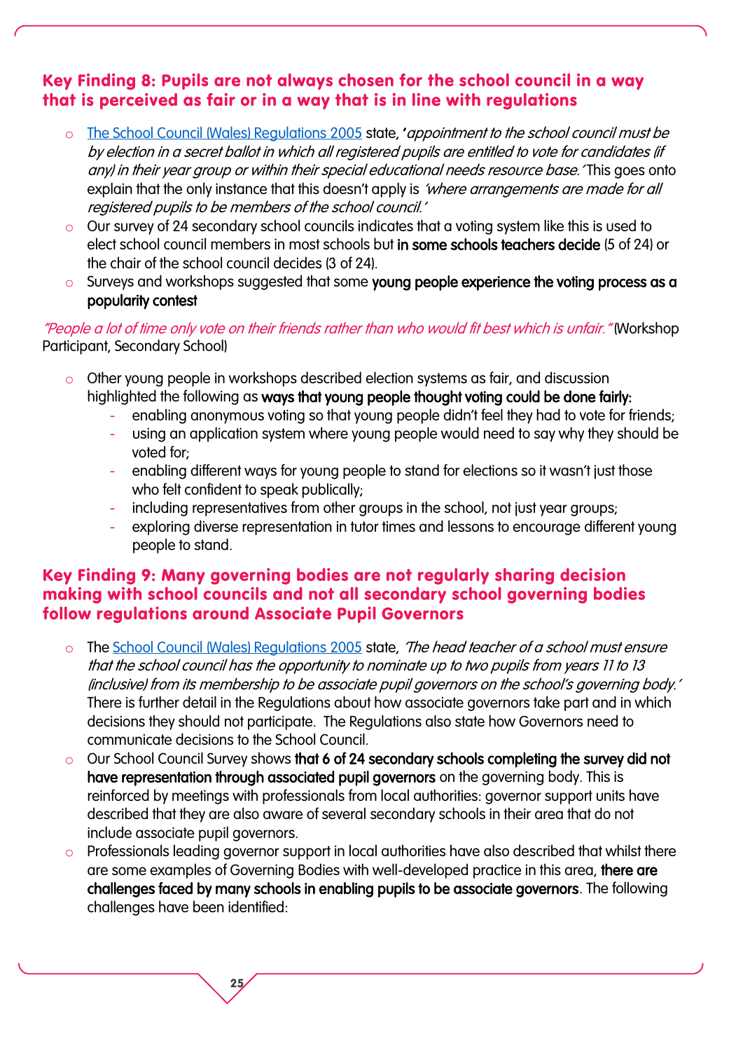## Key Finding 8: Pupils are not always chosen for the school council in a way that is perceived as fair or in a way that is in line with regulations

- The School Council (Wales) Regulations 2005 state, '*appointment to the school council must be by election in a secret ballot in which all registered pupils are entitled to vote for candidates (if any) in their year group or within their special educational needs resource base.*' This goes onto explain that the only instance that this doesn't apply is *'where arrangements are made for all registered pupils to be members of the school council.'*
- Our survey of 24 secondary school councils indicates that a voting system like this is used to elect school council members in most schools but **in some schools teachers decide** (5 of 24) or the chair of the school council decides (3 of 24).
- Surveys and workshops suggested that some **young people experience the voting process as a popularity contest**

*"People a lot of time only vote on their friends rather than who would fit best which is unfair."* (Workshop Participant, Secondary School)

- Other young people in workshops described election systems as fair, and discussion highlighted the following as **ways that young people thought voting could be done fairly:**
  - enabling anonymous voting so that young people didn't feel they had to vote for friends;
  - using an application system where young people would need to say why they should be voted for;
  - enabling different ways for young people to stand for elections so it wasn't just those who felt confident to speak publically;
  - including representatives from other groups in the school, not just year groups;
  - exploring diverse representation in tutor times and lessons to encourage different young people to stand.

## Key Finding 9: Many governing bodies are not regularly sharing decision making with school councils and not all secondary school governing bodies follow regulations around Associate Pupil Governors

- The School Council (Wales) Regulations 2005 state, *'The head teacher of a school must ensure that the school council has the opportunity to nominate up to two pupils from years 11 to 13 (inclusive) from its membership to be associate pupil governors on the school's governing body.'* There is further detail in the Regulations about how associate governors take part and in which decisions they should not participate. The Regulations also state how Governors need to communicate decisions to the School Council.
- Our School Council Survey shows **that 6 of 24 secondary schools completing the survey did not have representation through associated pupil governors** on the governing body. This is reinforced by meetings with professionals from local authorities: governor support units have described that they are also aware of several secondary schools in their area that do not include associate pupil governors.
- Professionals leading governor support in local authorities have also described that whilst there are some examples of Governing Bodies with well-developed practice in this area, **there are challenges faced by many schools in enabling pupils to be associate governors**. The following challenges have been identified: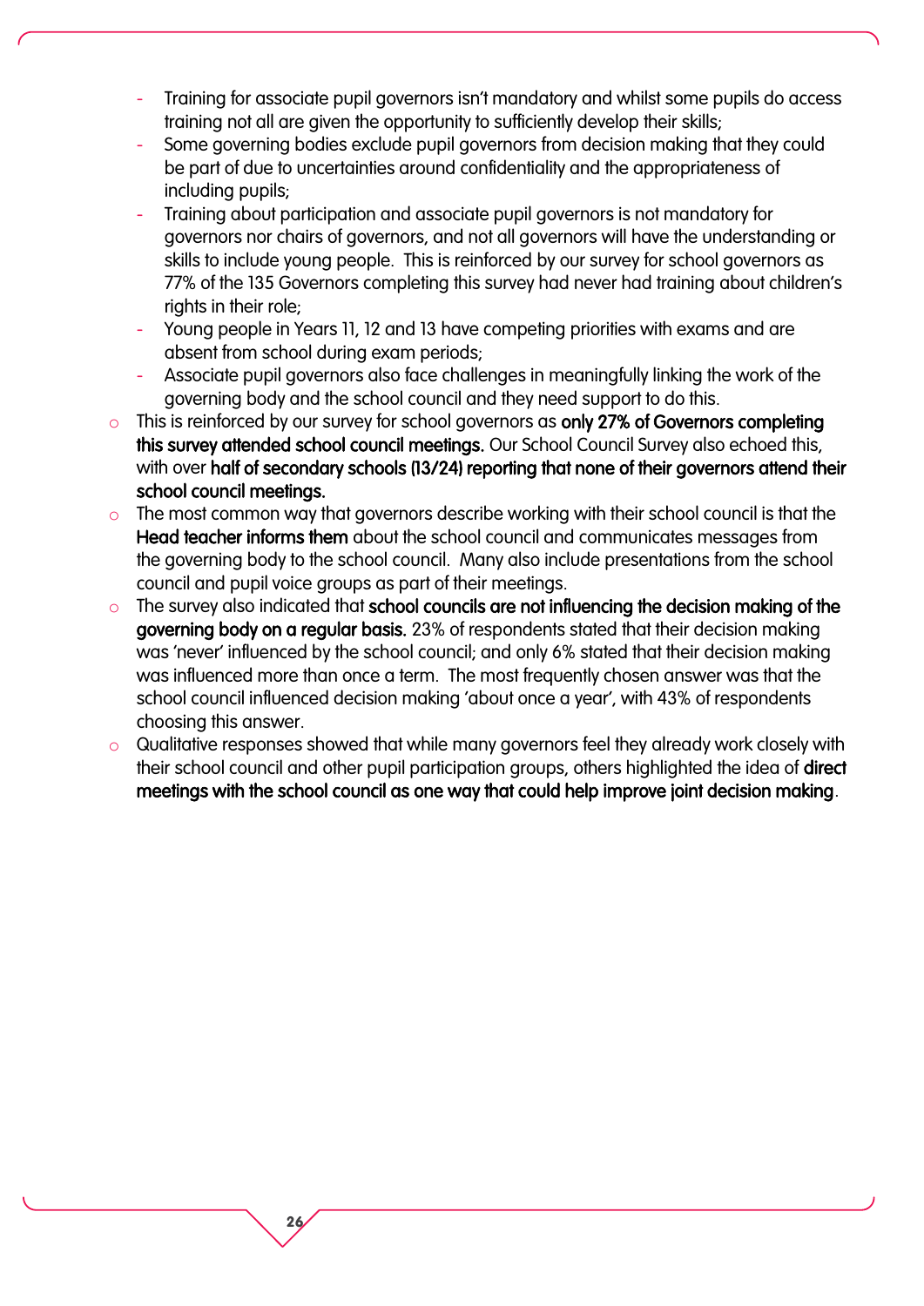- Training for associate pupil governors isn't mandatory and whilst some pupils do access training not all are given the opportunity to sufficiently develop their skills;
  - Some governing bodies exclude pupil governors from decision making that they could be part of due to uncertainties around confidentiality and the appropriateness of including pupils;
  - Training about participation and associate pupil governors is not mandatory for governors nor chairs of governors, and not all governors will have the understanding or skills to include young people. This is reinforced by our survey for school governors as 77% of the 135 Governors completing this survey had never had training about children's rights in their role;
  - Young people in Years 11, 12 and 13 have competing priorities with exams and are absent from school during exam periods;
  - Associate pupil governors also face challenges in meaningfully linking the work of the governing body and the school council and they need support to do this.
- This is reinforced by our survey for school governors as **only 27% of Governors completing this survey attended school council meetings.** Our School Council Survey also echoed this, with over **half of secondary schools (13/24) reporting that none of their governors attend their school council meetings.**
- The most common way that governors describe working with their school council is that the **Head teacher informs them** about the school council and communicates messages from the governing body to the school council. Many also include presentations from the school council and pupil voice groups as part of their meetings.
- The survey also indicated that **school councils are not influencing the decision making of the governing body on a regular basis.** 23% of respondents stated that their decision making was 'never' influenced by the school council; and only 6% stated that their decision making was influenced more than once a term. The most frequently chosen answer was that the school council influenced decision making 'about once a year', with 43% of respondents choosing this answer.
- Qualitative responses showed that while many governors feel they already work closely with their school council and other pupil participation groups, others highlighted the idea of **direct meetings with the school council as one way that could help improve joint decision making**.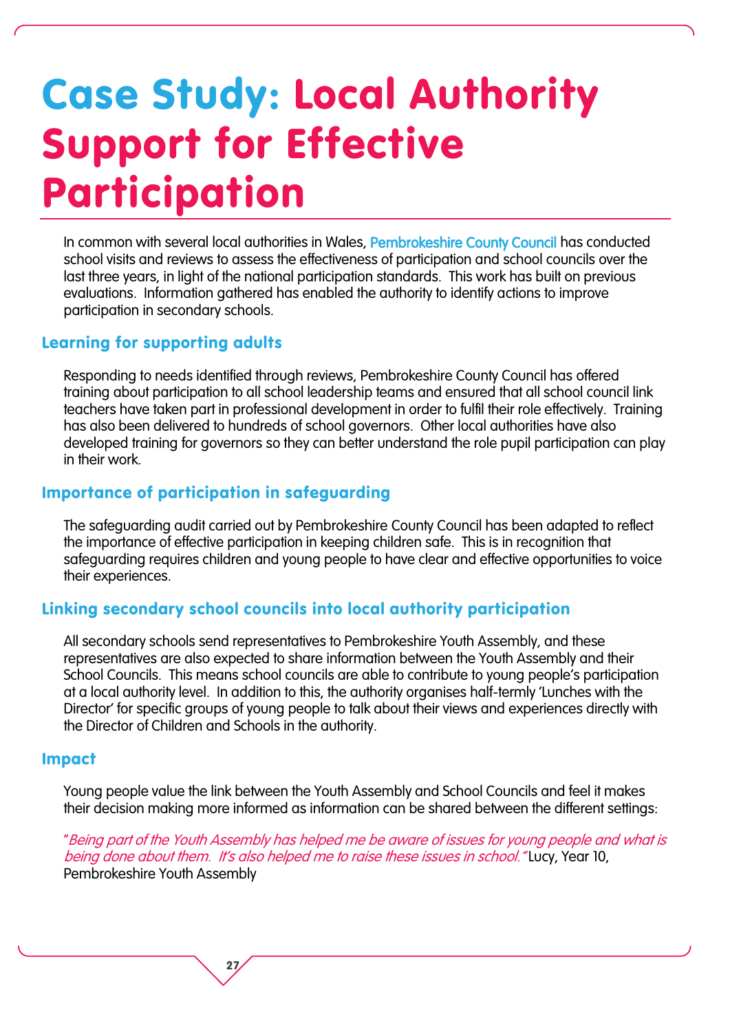# Case Study: Local Authority Support for Effective Participation

In common with several local authorities in Wales, Pembrokeshire County Council has conducted school visits and reviews to assess the effectiveness of participation and school councils over the last three years, in light of the national participation standards. This work has built on previous evaluations. Information gathered has enabled the authority to identify actions to improve participation in secondary schools.

## Learning for supporting adults

Responding to needs identified through reviews, Pembrokeshire County Council has offered training about participation to all school leadership teams and ensured that all school council link teachers have taken part in professional development in order to fulfil their role effectively. Training has also been delivered to hundreds of school governors. Other local authorities have also developed training for governors so they can better understand the role pupil participation can play in their work.

## Importance of participation in safeguarding

The safeguarding audit carried out by Pembrokeshire County Council has been adapted to reflect the importance of effective participation in keeping children safe. This is in recognition that safeguarding requires children and young people to have clear and effective opportunities to voice their experiences.

## Linking secondary school councils into local authority participation

All secondary schools send representatives to Pembrokeshire Youth Assembly, and these representatives are also expected to share information between the Youth Assembly and their School Councils. This means school councils are able to contribute to young people's participation at a local authority level. In addition to this, the authority organises half-termly 'Lunches with the Director' for specific groups of young people to talk about their views and experiences directly with the Director of Children and Schools in the authority.

## Impact

Young people value the link between the Youth Assembly and School Councils and feel it makes their decision making more informed as information can be shared between the different settings:

"*Being part of the Youth Assembly has helped me be aware of issues for young people and what is being done about them. It's also helped me to raise these issues in school.*" Lucy, Year 10, Pembrokeshire Youth Assembly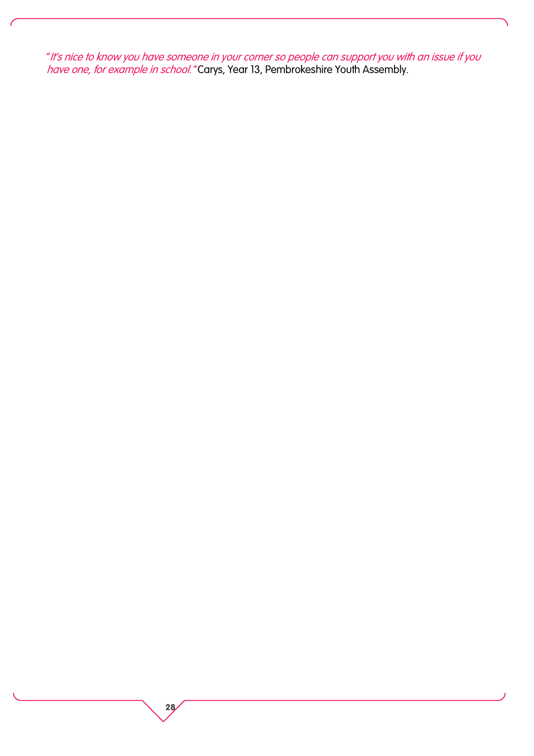"*It's nice to know you have someone in your corner so people can support you with an issue if you have one, for example in school.*" Carys, Year 13, Pembrokeshire Youth Assembly.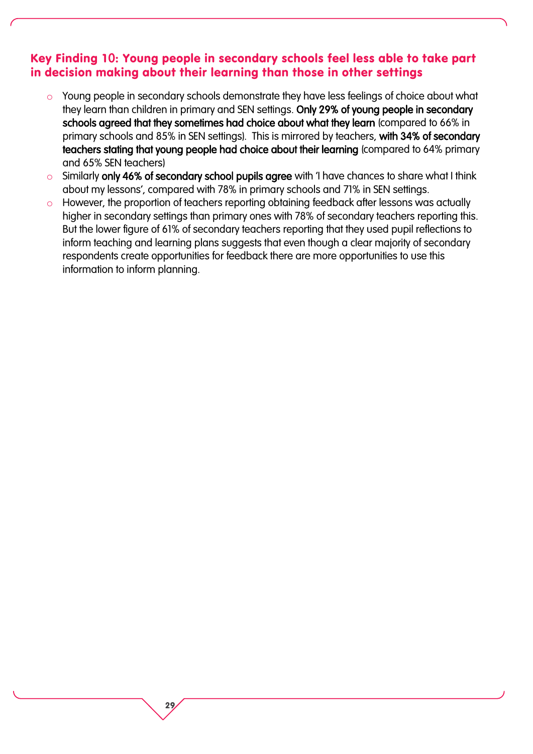### Key Finding 10: Young people in secondary schools feel less able to take part in decision making about their learning than those in other settings

- Young people in secondary schools demonstrate they have less feelings of choice about what they learn than children in primary and SEN settings. **Only 29% of young people in secondary schools agreed that they sometimes had choice about what they learn** (compared to 66% in primary schools and 85% in SEN settings). This is mirrored by teachers, **with 34% of secondary teachers stating that young people had choice about their learning** (compared to 64% primary and 65% SEN teachers)
- Similarly **only 46% of secondary school pupils agree** with 'I have chances to share what I think about my lessons', compared with 78% in primary schools and 71% in SEN settings.
- However, the proportion of teachers reporting obtaining feedback after lessons was actually higher in secondary settings than primary ones with 78% of secondary teachers reporting this. But the lower figure of 61% of secondary teachers reporting that they used pupil reflections to inform teaching and learning plans suggests that even though a clear majority of secondary respondents create opportunities for feedback there are more opportunities to use this information to inform planning.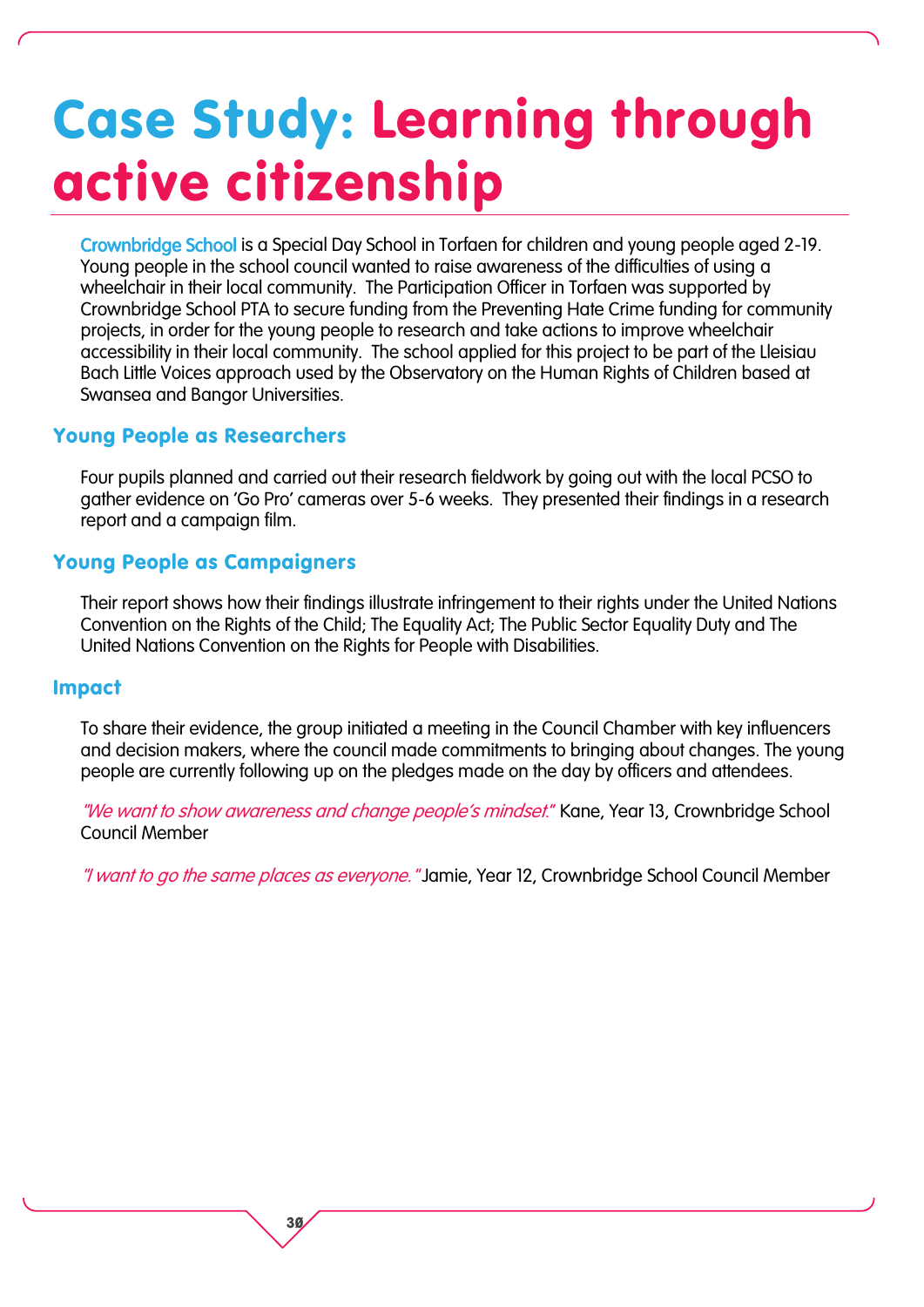# Case Study: Learning through active citizenship

Crownbridge School is a Special Day School in Torfaen for children and young people aged 2-19. Young people in the school council wanted to raise awareness of the difficulties of using a wheelchair in their local community. The Participation Officer in Torfaen was supported by Crownbridge School PTA to secure funding from the Preventing Hate Crime funding for community projects, in order for the young people to research and take actions to improve wheelchair accessibility in their local community. The school applied for this project to be part of the Lleisiau Bach Little Voices approach used by the Observatory on the Human Rights of Children based at Swansea and Bangor Universities.

## Young People as Researchers

Four pupils planned and carried out their research fieldwork by going out with the local PCSO to gather evidence on 'Go Pro' cameras over 5-6 weeks. They presented their findings in a research report and a campaign film.

## Young People as Campaigners

Their report shows how their findings illustrate infringement to their rights under the United Nations Convention on the Rights of the Child; The Equality Act; The Public Sector Equality Duty and The United Nations Convention on the Rights for People with Disabilities.

## Impact

To share their evidence, the group initiated a meeting in the Council Chamber with key influencers and decision makers, where the council made commitments to bringing about changes. The young people are currently following up on the pledges made on the day by officers and attendees.

*"We want to show awareness and change people's mindset."* Kane, Year 13, Crownbridge School Council Member

*"I want to go the same places as everyone."* Jamie, Year 12, Crownbridge School Council Member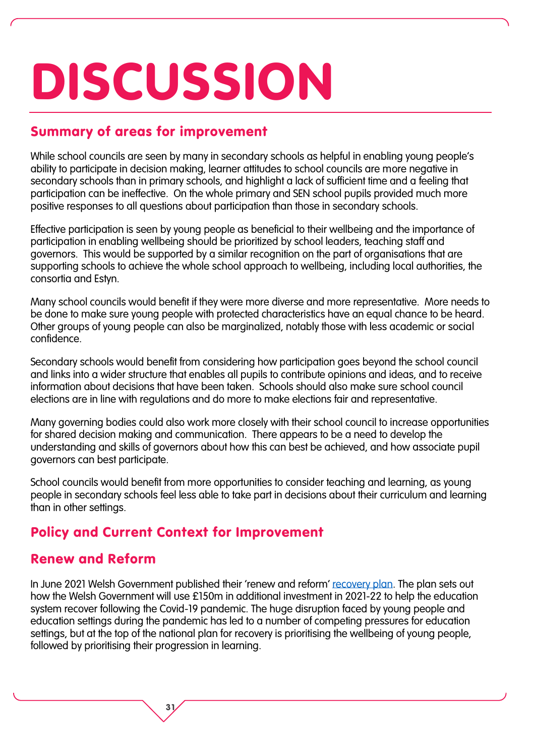# DISCUSSION

## Summary of areas for improvement

While school councils are seen by many in secondary schools as helpful in enabling young people's ability to participate in decision making, learner attitudes to school councils are more negative in secondary schools than in primary schools, and highlight a lack of sufficient time and a feeling that participation can be ineffective. On the whole primary and SEN school pupils provided much more positive responses to all questions about participation than those in secondary schools.

Effective participation is seen by young people as beneficial to their wellbeing and the importance of participation in enabling wellbeing should be prioritized by school leaders, teaching staff and governors. This would be supported by a similar recognition on the part of organisations that are supporting schools to achieve the whole school approach to wellbeing, including local authorities, the consortia and Estyn.

Many school councils would benefit if they were more diverse and more representative. More needs to be done to make sure young people with protected characteristics have an equal chance to be heard. Other groups of young people can also be marginalized, notably those with less academic or social confidence.

Secondary schools would benefit from considering how participation goes beyond the school council and links into a wider structure that enables all pupils to contribute opinions and ideas, and to receive information about decisions that have been taken. Schools should also make sure school council elections are in line with regulations and do more to make elections fair and representative.

Many governing bodies could also work more closely with their school council to increase opportunities for shared decision making and communication. There appears to be a need to develop the understanding and skills of governors about how this can best be achieved, and how associate pupil governors can best participate.

School councils would benefit from more opportunities to consider teaching and learning, as young people in secondary schools feel less able to take part in decisions about their curriculum and learning than in other settings.

## Policy and Current Context for Improvement

## Renew and Reform

In June 2021 Welsh Government published their 'renew and reform' recovery plan. The plan sets out how the Welsh Government will use £150m in additional investment in 2021-22 to help the education system recover following the Covid-19 pandemic. The huge disruption faced by young people and education settings during the pandemic has led to a number of competing pressures for education settings, but at the top of the national plan for recovery is prioritising the wellbeing of young people, followed by prioritising their progression in learning.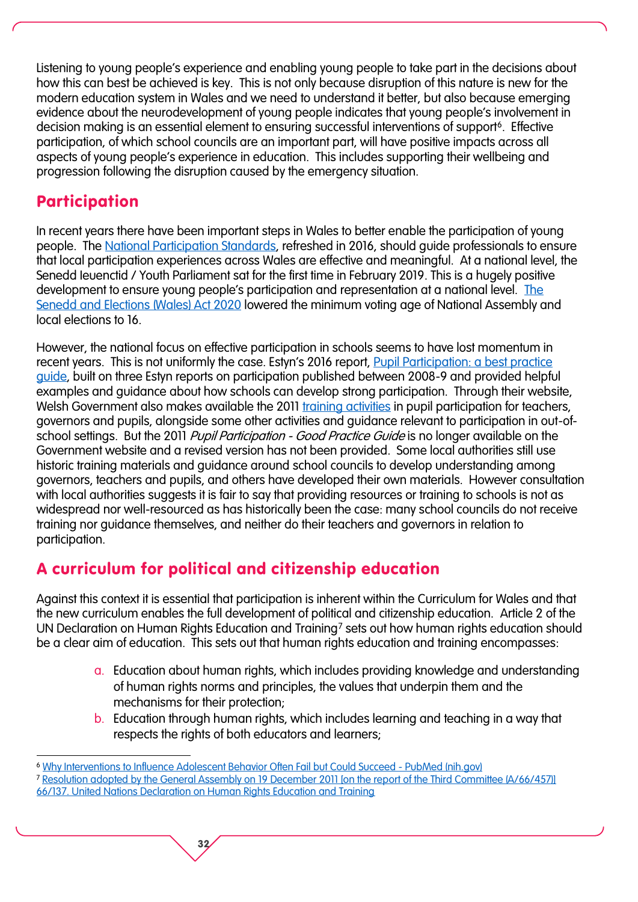Listening to young people's experience and enabling young people to take part in the decisions about how this can best be achieved is key. This is not only because disruption of this nature is new for the modern education system in Wales and we need to understand it better, but also because emerging evidence about the neurodevelopment of young people indicates that young people's involvement in decision making is an essential element to ensuring successful interventions of support[6]. Effective participation, of which school councils are an important part, will have positive impacts across all aspects of young people's experience in education. This includes supporting their wellbeing and progression following the disruption caused by the emergency situation.

## Participation

In recent years there have been important steps in Wales to better enable the participation of young people. The National Participation Standards, refreshed in 2016, should guide professionals to ensure that local participation experiences across Wales are effective and meaningful. At a national level, the Senedd Ieuenctid / Youth Parliament sat for the first time in February 2019. This is a hugely positive development to ensure young people's participation and representation at a national level. The Senedd and Elections (Wales) Act 2020 lowered the minimum voting age of National Assembly and local elections to 16.

However, the national focus on effective participation in schools seems to have lost momentum in recent years. This is not uniformly the case. Estyn's 2016 report, Pupil Participation: a best practice guide, built on three Estyn reports on participation published between 2008-9 and provided helpful examples and guidance about how schools can develop strong participation. Through their website, Welsh Government also makes available the 2011 training activities in pupil participation for teachers, governors and pupils, alongside some other activities and guidance relevant to participation in out-of-school settings. But the 2011 *Pupil Participation - Good Practice Guide* is no longer available on the Government website and a revised version has not been provided. Some local authorities still use historic training materials and guidance around school councils to develop understanding among governors, teachers and pupils, and others have developed their own materials. However consultation with local authorities suggests it is fair to say that providing resources or training to schools is not as widespread nor well-resourced as has historically been the case: many school councils do not receive training nor guidance themselves, and neither do their teachers and governors in relation to participation.

## A curriculum for political and citizenship education

Against this context it is essential that participation is inherent within the Curriculum for Wales and that the new curriculum enables the full development of political and citizenship education. Article 2 of the UN Declaration on Human Rights Education and Training[7] sets out how human rights education should be a clear aim of education. This sets out that human rights education and training encompasses:

a. Education about human rights, which includes providing knowledge and understanding of human rights norms and principles, the values that underpin them and the mechanisms for their protection;
b. Education through human rights, which includes learning and teaching in a way that respects the rights of both educators and learners;

---

[6] Why Interventions to Influence Adolescent Behavior Often Fail but Could Succeed - PubMed (nih.gov)

[7] Resolution adopted by the General Assembly on 19 December 2011 [on the report of the Third Committee (A/66/457)] 66/137. United Nations Declaration on Human Rights Education and Training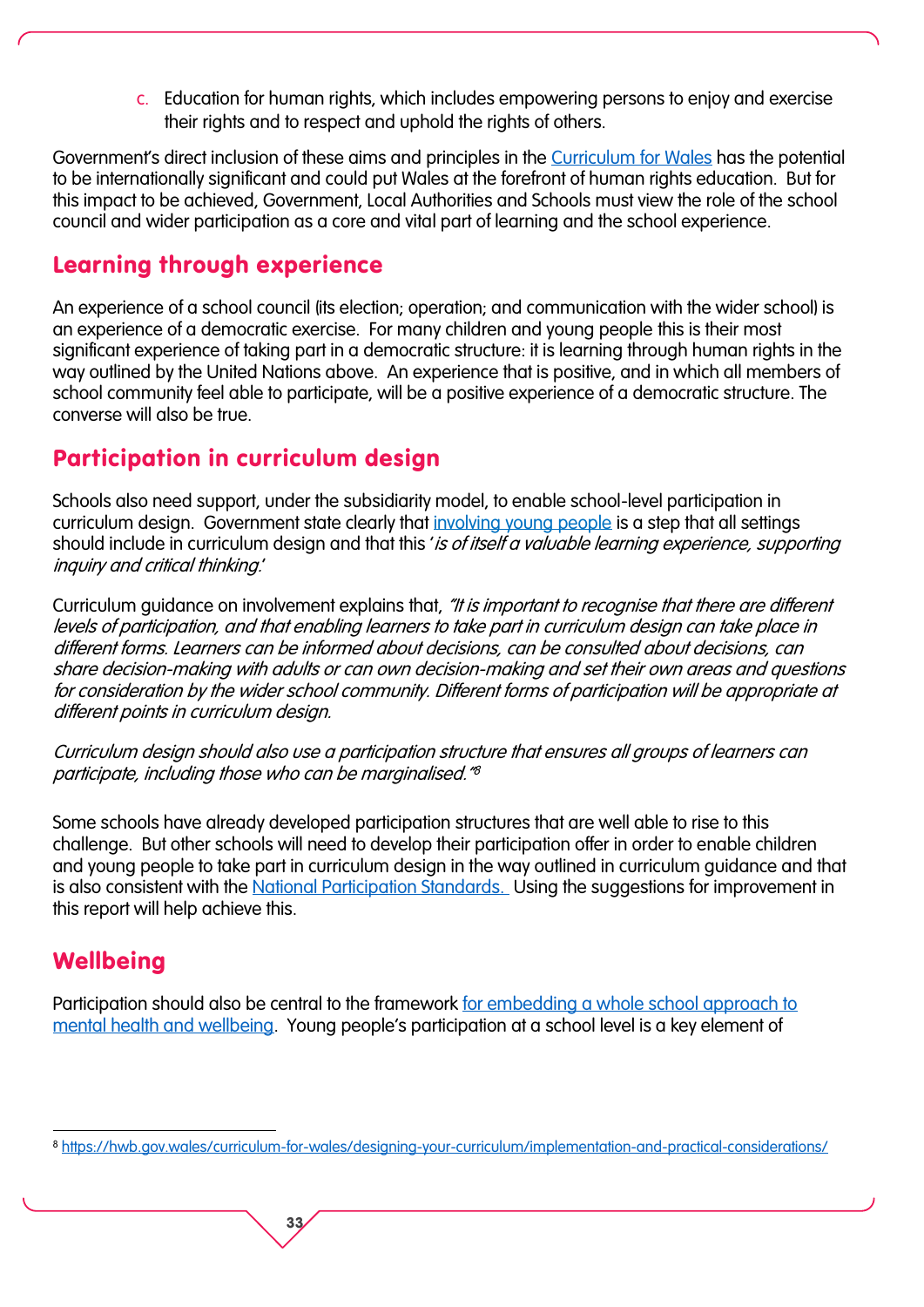c. Education for human rights, which includes empowering persons to enjoy and exercise their rights and to respect and uphold the rights of others.

Government's direct inclusion of these aims and principles in the Curriculum for Wales has the potential to be internationally significant and could put Wales at the forefront of human rights education. But for this impact to be achieved, Government, Local Authorities and Schools must view the role of the school council and wider participation as a core and vital part of learning and the school experience.

## Learning through experience

An experience of a school council (its election; operation; and communication with the wider school) is an experience of a democratic exercise. For many children and young people this is their most significant experience of taking part in a democratic structure: it is learning through human rights in the way outlined by the United Nations above. An experience that is positive, and in which all members of school community feel able to participate, will be a positive experience of a democratic structure. The converse will also be true.

## Participation in curriculum design

Schools also need support, under the subsidiarity model, to enable school-level participation in curriculum design. Government state clearly that involving young people is a step that all settings should include in curriculum design and that this '*is of itself a valuable learning experience, supporting inquiry and critical thinking.*'

Curriculum guidance on involvement explains that, *"It is important to recognise that there are different levels of participation, and that enabling learners to take part in curriculum design can take place in different forms. Learners can be informed about decisions, can be consulted about decisions, can share decision-making with adults or can own decision-making and set their own areas and questions for consideration by the wider school community. Different forms of participation will be appropriate at different points in curriculum design.*

*Curriculum design should also use a participation structure that ensures all groups of learners can participate, including those who can be marginalised."*[8]

Some schools have already developed participation structures that are well able to rise to this challenge. But other schools will need to develop their participation offer in order to enable children and young people to take part in curriculum design in the way outlined in curriculum guidance and that is also consistent with the National Participation Standards. Using the suggestions for improvement in this report will help achieve this.

## Wellbeing

Participation should also be central to the framework for embedding a whole school approach to mental health and wellbeing. Young people's participation at a school level is a key element of

[8] https://hwb.gov.wales/curriculum-for-wales/designing-your-curriculum/implementation-and-practical-considerations/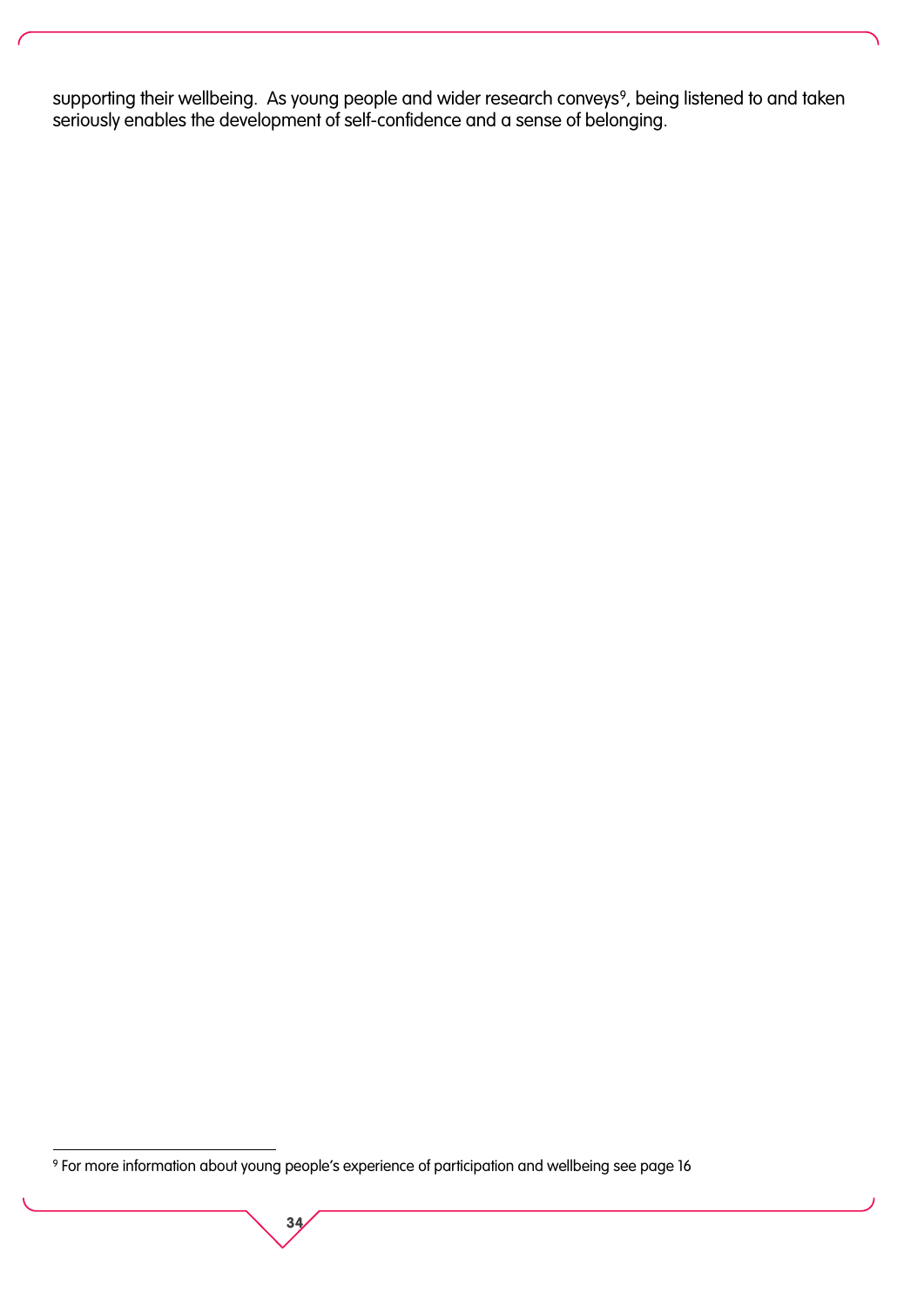supporting their wellbeing. As young people and wider research conveys[9], being listened to and taken seriously enables the development of self-confidence and a sense of belonging.

[9] For more information about young people's experience of participation and wellbeing see page 16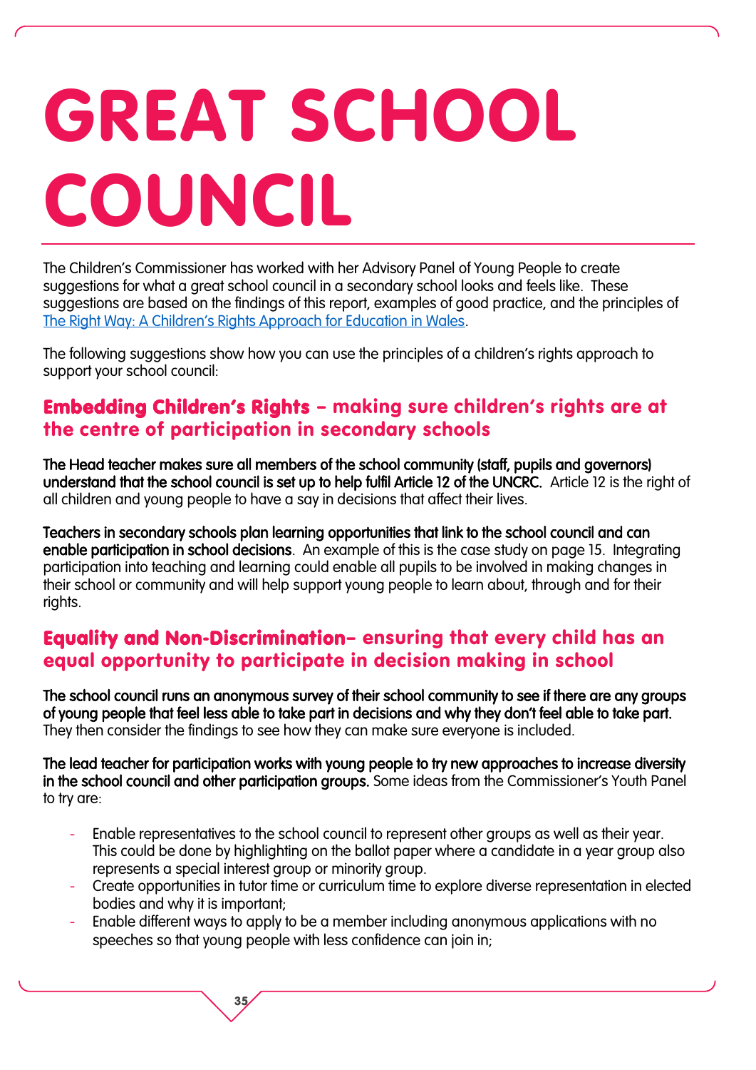# GREAT SCHOOL COUNCIL

The Children's Commissioner has worked with her Advisory Panel of Young People to create suggestions for what a great school council in a secondary school looks and feels like. These suggestions are based on the findings of this report, examples of good practice, and the principles of [The Right Way: A Children's Rights Approach for Education in Wales](#).

The following suggestions show how you can use the principles of a children's rights approach to support your school council:

## Embedding Children's Rights – making sure children's rights are at the centre of participation in secondary schools

**The Head teacher makes sure all members of the school community (staff, pupils and governors) understand that the school council is set up to help fulfil Article 12 of the UNCRC.** Article 12 is the right of all children and young people to have a say in decisions that affect their lives.

**Teachers in secondary schools plan learning opportunities that link to the school council and can enable participation in school decisions**. An example of this is the case study on page 15. Integrating participation into teaching and learning could enable all pupils to be involved in making changes in their school or community and will help support young people to learn about, through and for their rights.

## Equality and Non-Discrimination– ensuring that every child has an equal opportunity to participate in decision making in school

**The school council runs an anonymous survey of their school community to see if there are any groups of young people that feel less able to take part in decisions and why they don't feel able to take part.** They then consider the findings to see how they can make sure everyone is included.

**The lead teacher for participation works with young people to try new approaches to increase diversity in the school council and other participation groups.** Some ideas from the Commissioner's Youth Panel to try are:

- Enable representatives to the school council to represent other groups as well as their year. This could be done by highlighting on the ballot paper where a candidate in a year group also represents a special interest group or minority group.
- Create opportunities in tutor time or curriculum time to explore diverse representation in elected bodies and why it is important;
- Enable different ways to apply to be a member including anonymous applications with no speeches so that young people with less confidence can join in;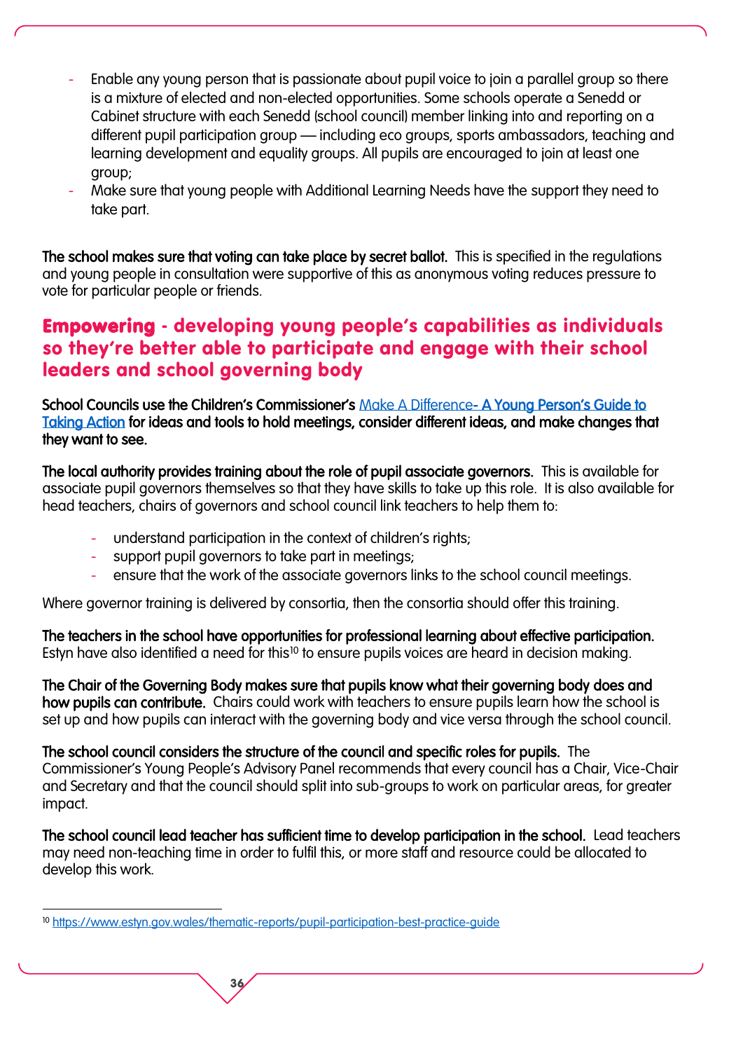- Enable any young person that is passionate about pupil voice to join a parallel group so there is a mixture of elected and non-elected opportunities. Some schools operate a Senedd or Cabinet structure with each Senedd (school council) member linking into and reporting on a different pupil participation group — including eco groups, sports ambassadors, teaching and learning development and equality groups. All pupils are encouraged to join at least one group;
- Make sure that young people with Additional Learning Needs have the support they need to take part.

**The school makes sure that voting can take place by secret ballot.** This is specified in the regulations and young people in consultation were supportive of this as anonymous voting reduces pressure to vote for particular people or friends.

## Empowering - developing young people's capabilities as individuals so they're better able to participate and engage with their school leaders and school governing body

**School Councils use the Children's Commissioner's [Make A Difference- A Young Person's Guide to Taking Action](#) for ideas and tools to hold meetings, consider different ideas, and make changes that they want to see.**

**The local authority provides training about the role of pupil associate governors.** This is available for associate pupil governors themselves so that they have skills to take up this role. It is also available for head teachers, chairs of governors and school council link teachers to help them to:

- understand participation in the context of children's rights;
- support pupil governors to take part in meetings;
- ensure that the work of the associate governors links to the school council meetings.

Where governor training is delivered by consortia, then the consortia should offer this training.

**The teachers in the school have opportunities for professional learning about effective participation.** Estyn have also identified a need for this[10] to ensure pupils voices are heard in decision making.

**The Chair of the Governing Body makes sure that pupils know what their governing body does and how pupils can contribute.** Chairs could work with teachers to ensure pupils learn how the school is set up and how pupils can interact with the governing body and vice versa through the school council.

**The school council considers the structure of the council and specific roles for pupils.** The Commissioner's Young People's Advisory Panel recommends that every council has a Chair, Vice-Chair and Secretary and that the council should split into sub-groups to work on particular areas, for greater impact.

**The school council lead teacher has sufficient time to develop participation in the school.** Lead teachers may need non-teaching time in order to fulfil this, or more staff and resource could be allocated to develop this work.

---

[10] https://www.estyn.gov.wales/thematic-reports/pupil-participation-best-practice-guide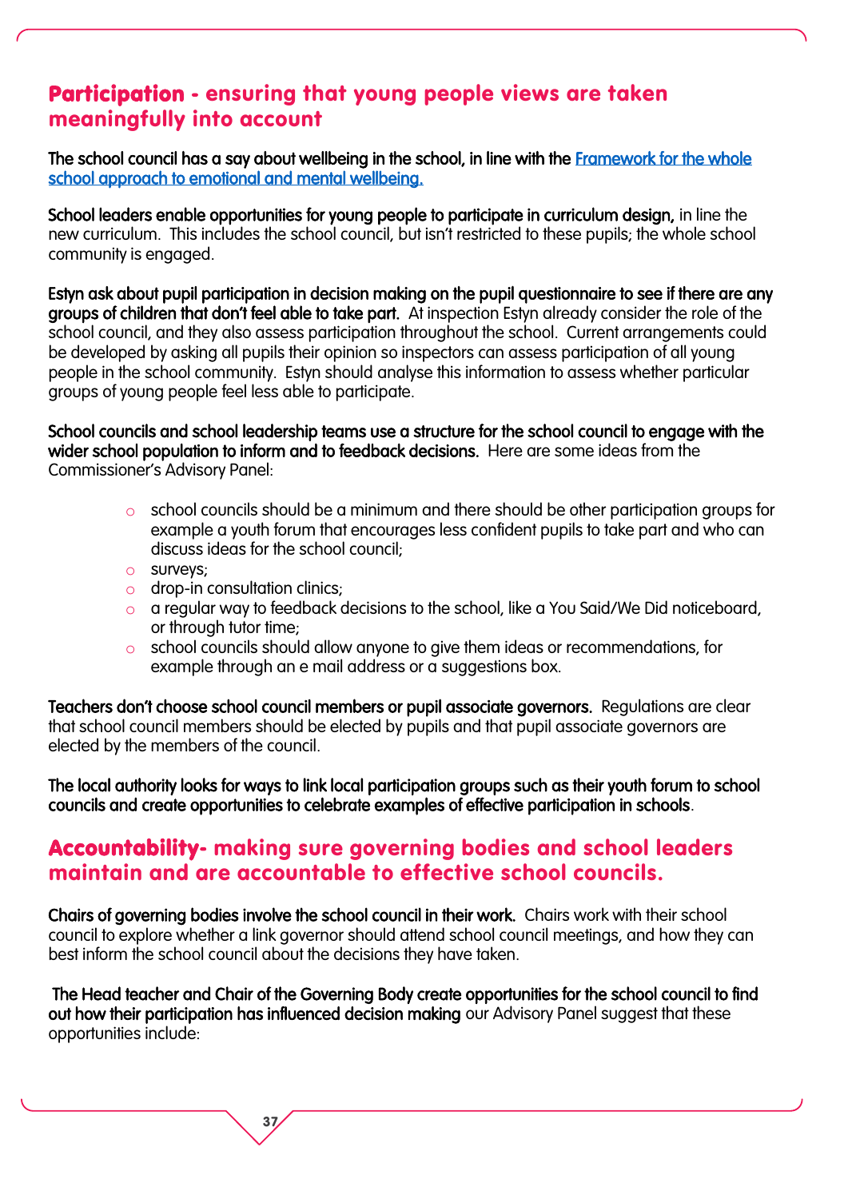## **Participation** - ensuring that young people views are taken meaningfully into account

**The school council has a say about wellbeing in the school, in line with the [Framework for the whole school approach to emotional and mental wellbeing.](#)**

**School leaders enable opportunities for young people to participate in curriculum design,** in line the new curriculum. This includes the school council, but isn't restricted to these pupils; the whole school community is engaged.

**Estyn ask about pupil participation in decision making on the pupil questionnaire to see if there are any groups of children that don't feel able to take part.** At inspection Estyn already consider the role of the school council, and they also assess participation throughout the school. Current arrangements could be developed by asking all pupils their opinion so inspectors can assess participation of all young people in the school community. Estyn should analyse this information to assess whether particular groups of young people feel less able to participate.

**School councils and school leadership teams use a structure for the school council to engage with the wider school population to inform and to feedback decisions.** Here are some ideas from the Commissioner's Advisory Panel:

- school councils should be a minimum and there should be other participation groups for example a youth forum that encourages less confident pupils to take part and who can discuss ideas for the school council;
- surveys;
- drop-in consultation clinics;
- a regular way to feedback decisions to the school, like a You Said/We Did noticeboard, or through tutor time;
- school councils should allow anyone to give them ideas or recommendations, for example through an e mail address or a suggestions box.

**Teachers don't choose school council members or pupil associate governors.** Regulations are clear that school council members should be elected by pupils and that pupil associate governors are elected by the members of the council.

**The local authority looks for ways to link local participation groups such as their youth forum to school councils and create opportunities to celebrate examples of effective participation in schools**.

## **Accountability**- making sure governing bodies and school leaders maintain and are accountable to effective school councils.

**Chairs of governing bodies involve the school council in their work.** Chairs work with their school council to explore whether a link governor should attend school council meetings, and how they can best inform the school council about the decisions they have taken.

**The Head teacher and Chair of the Governing Body create opportunities for the school council to find out how their participation has influenced decision making** our Advisory Panel suggest that these opportunities include: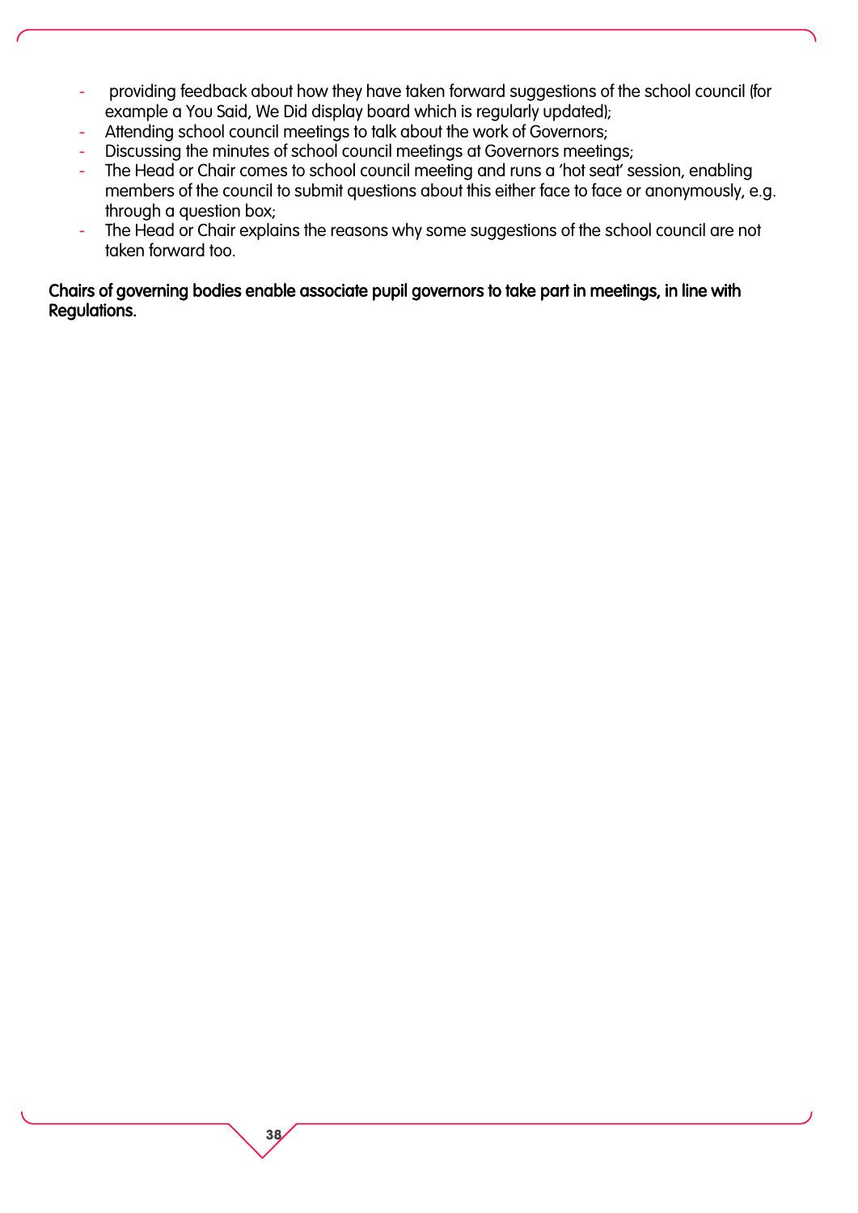- providing feedback about how they have taken forward suggestions of the school council (for example a You Said, We Did display board which is regularly updated);
- Attending school council meetings to talk about the work of Governors;
- Discussing the minutes of school council meetings at Governors meetings;
- The Head or Chair comes to school council meeting and runs a 'hot seat' session, enabling members of the council to submit questions about this either face to face or anonymously, e.g. through a question box;
- The Head or Chair explains the reasons why some suggestions of the school council are not taken forward too.

**Chairs of governing bodies enable associate pupil governors to take part in meetings, in line with Regulations.**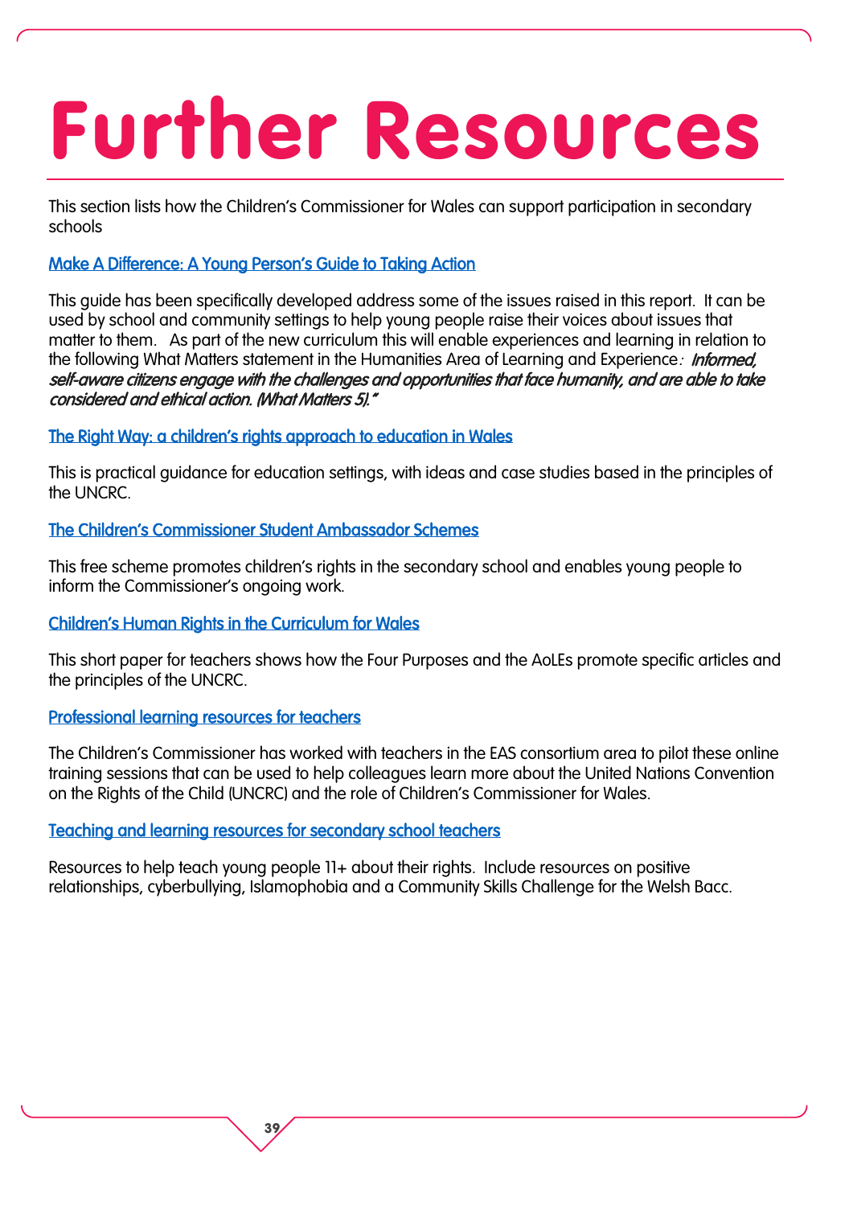# Further Resources

This section lists how the Children's Commissioner for Wales can support participation in secondary schools

[Make A Difference: A Young Person's Guide to Taking Action]

This guide has been specifically developed address some of the issues raised in this report. It can be used by school and community settings to help young people raise their voices about issues that matter to them. As part of the new curriculum this will enable experiences and learning in relation to the following What Matters statement in the Humanities Area of Learning and Experience*: Informed, self-aware citizens engage with the challenges and opportunities that face humanity, and are able to take considered and ethical action. (What Matters 5)."*

[The Right Way: a children's rights approach to education in Wales]

This is practical guidance for education settings, with ideas and case studies based in the principles of the UNCRC.

[The Children's Commissioner Student Ambassador Schemes]

This free scheme promotes children's rights in the secondary school and enables young people to inform the Commissioner's ongoing work.

[Children's Human Rights in the Curriculum for Wales]

This short paper for teachers shows how the Four Purposes and the AoLEs promote specific articles and the principles of the UNCRC.

[Professional learning resources for teachers]

The Children's Commissioner has worked with teachers in the EAS consortium area to pilot these online training sessions that can be used to help colleagues learn more about the United Nations Convention on the Rights of the Child (UNCRC) and the role of Children's Commissioner for Wales.

[Teaching and learning resources for secondary school teachers]

Resources to help teach young people 11+ about their rights. Include resources on positive relationships, cyberbullying, Islamophobia and a Community Skills Challenge for the Welsh Bacc.